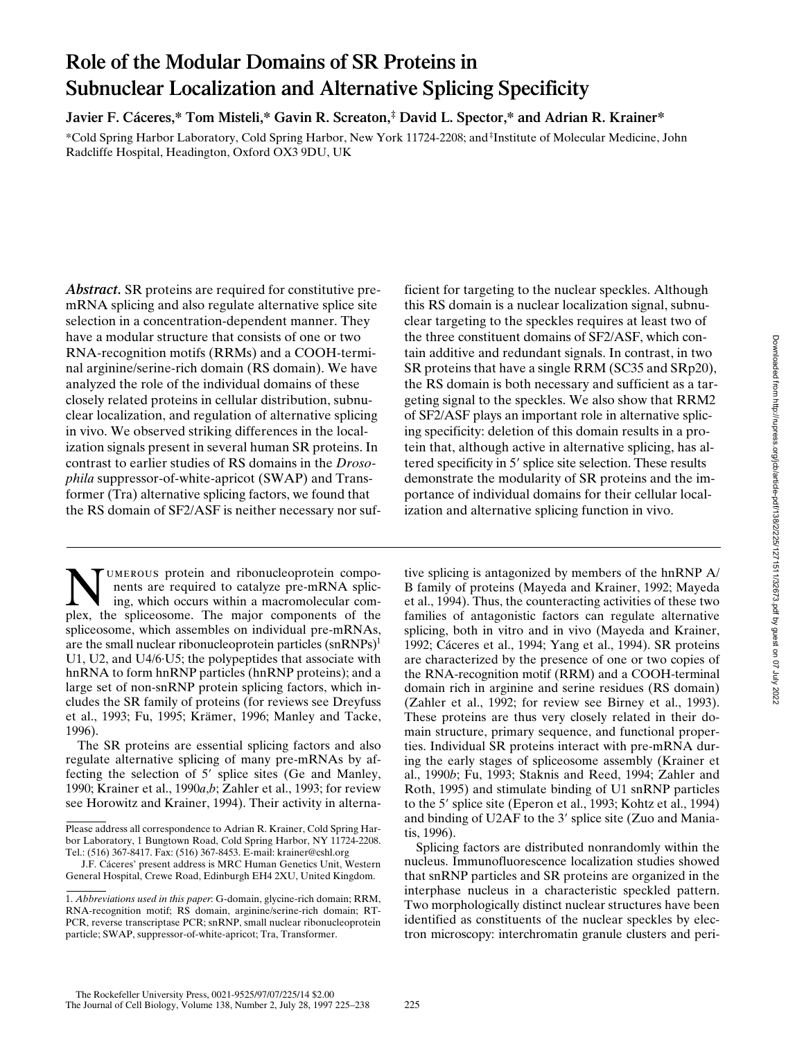# Role of the Modular Domains of SR Proteins in Subnuclear Localization and Alternative Splicing Specificity

**Javier F. Cáceres,\* Tom Misteli,\* Gavin R. Screaton,‡ David L. Spector,\* and Adrian R. Krainer\***

\*Cold Spring Harbor Laboratory, Cold Spring Harbor, New York 11724-2208; and ‡Institute of Molecular Medicine, John Radcliffe Hospital, Headington, Oxford OX3 9DU, UK

***Abstract.*** SR proteins are required for constitutive pre-mRNA splicing and also regulate alternative splice site selection in a concentration-dependent manner. They have a modular structure that consists of one or two RNA-recognition motifs (RRMs) and a COOH-terminal arginine/serine-rich domain (RS domain). We have analyzed the role of the individual domains of these closely related proteins in cellular distribution, subnuclear localization, and regulation of alternative splicing in vivo. We observed striking differences in the localization signals present in several human SR proteins. In contrast to earlier studies of RS domains in the *Drosophila* suppressor-of-white-apricot (SWAP) and Transformer (Tra) alternative splicing factors, we found that the RS domain of SF2/ASF is neither necessary nor sufficient for targeting to the nuclear speckles. Although this RS domain is a nuclear localization signal, subnuclear targeting to the speckles requires at least two of the three constituent domains of SF2/ASF, which contain additive and redundant signals. In contrast, in two SR proteins that have a single RRM (SC35 and SRp20), the RS domain is both necessary and sufficient as a targeting signal to the speckles. We also show that RRM2 of SF2/ASF plays an important role in alternative splicing specificity: deletion of this domain results in a protein that, although active in alternative splicing, has altered specificity in 5′ splice site selection. These results demonstrate the modularity of SR proteins and the importance of individual domains for their cellular localization and alternative splicing function in vivo.

Numerous protein and ribonucleoprotein components are required to catalyze pre-mRNA splicing, which occurs within a macromolecular complex, the spliceosome. The major components of the spliceosome, which assembles on individual pre-mRNAs, are the small nuclear ribonucleoprotein particles (snRNPs)[1] U1, U2, and U4/6·U5; the polypeptides that associate with hnRNA to form hnRNP particles (hnRNP proteins); and a large set of non-snRNP protein splicing factors, which includes the SR family of proteins (for reviews see Dreyfuss et al., 1993; Fu, 1995; Krämer, 1996; Manley and Tacke, 1996).

The SR proteins are essential splicing factors and also regulate alternative splicing of many pre-mRNAs by affecting the selection of 5′ splice sites (Ge and Manley, 1990; Krainer et al., 1990*a*,*b*; Zahler et al., 1993; for review see Horowitz and Krainer, 1994). Their activity in alternative splicing is antagonized by members of the hnRNP A/B family of proteins (Mayeda and Krainer, 1992; Mayeda et al., 1994). Thus, the counteracting activities of these two families of antagonistic factors can regulate alternative splicing, both in vitro and in vivo (Mayeda and Krainer, 1992; Cáceres et al., 1994; Yang et al., 1994). SR proteins are characterized by the presence of one or two copies of the RNA-recognition motif (RRM) and a COOH-terminal domain rich in arginine and serine residues (RS domain) (Zahler et al., 1992; for review see Birney et al., 1993). These proteins are thus very closely related in their domain structure, primary sequence, and functional properties. Individual SR proteins interact with pre-mRNA during the early stages of spliceosome assembly (Krainer et al., 1990*b*; Fu, 1993; Staknis and Reed, 1994; Zahler and Roth, 1995) and stimulate binding of U1 snRNP particles to the 5′ splice site (Eperon et al., 1993; Kohtz et al., 1994) and binding of U2AF to the 3′ splice site (Zuo and Maniatis, 1996).

Splicing factors are distributed nonrandomly within the nucleus. Immunofluorescence localization studies showed that snRNP particles and SR proteins are organized in the interphase nucleus in a characteristic speckled pattern. Two morphologically distinct nuclear structures have been identified as constituents of the nuclear speckles by electron microscopy: interchromatin granule clusters and peri-

Please address all correspondence to Adrian R. Krainer, Cold Spring Harbor Laboratory, 1 Bungtown Road, Cold Spring Harbor, NY 11724-2208. Tel.: (516) 367-8417. Fax: (516) 367-8453. E-mail: krainer@cshl.org

J.F. Cáceres' present address is MRC Human Genetics Unit, Western General Hospital, Crewe Road, Edinburgh EH4 2XU, United Kingdom.

1. *Abbreviations used in this paper*: G-domain, glycine-rich domain; RRM, RNA-recognition motif; RS domain, arginine/serine-rich domain; RT-PCR, reverse transcriptase PCR; snRNP, small nuclear ribonucleoprotein particle; SWAP, suppressor-of-white-apricot; Tra, Transformer.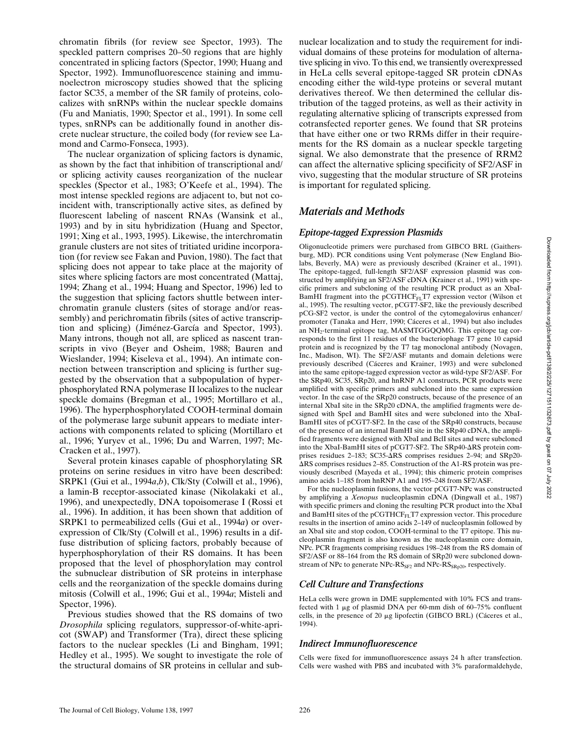chromatin fibrils (for review see Spector, 1993). The speckled pattern comprises 20–50 regions that are highly concentrated in splicing factors (Spector, 1990; Huang and Spector, 1992). Immunofluorescence staining and immunoelectron microscopy studies showed that the splicing factor SC35, a member of the SR family of proteins, colocalizes with snRNPs within the nuclear speckle domains (Fu and Maniatis, 1990; Spector et al., 1991). In some cell types, snRNPs can be additionally found in another discrete nuclear structure, the coiled body (for review see Lamond and Carmo-Fonseca, 1993).

The nuclear organization of splicing factors is dynamic, as shown by the fact that inhibition of transcriptional and/or splicing activity causes reorganization of the nuclear speckles (Spector et al., 1983; O'Keefe et al., 1994). The most intense speckled regions are adjacent to, but not coincident with, transcriptionally active sites, as defined by fluorescent labeling of nascent RNAs (Wansink et al., 1993) and by in situ hybridization (Huang and Spector, 1991; Xing et al., 1993, 1995). Likewise, the interchromatin granule clusters are not sites of tritiated uridine incorporation (for review see Fakan and Puvion, 1980). The fact that splicing does not appear to take place at the majority of sites where splicing factors are most concentrated (Mattaj, 1994; Zhang et al., 1994; Huang and Spector, 1996) led to the suggestion that splicing factors shuttle between interchromatin granule clusters (sites of storage and/or reassembly) and perichromatin fibrils (sites of active transcription and splicing) (Jiménez-García and Spector, 1993). Many introns, though not all, are spliced as nascent transcripts in vivo (Beyer and Osheim, 1988; Bauren and Wieslander, 1994; Kiseleva et al., 1994). An intimate connection between transcription and splicing is further suggested by the observation that a subpopulation of hyperphosphorylated RNA polymerase II localizes to the nuclear speckle domains (Bregman et al., 1995; Mortillaro et al., 1996). The hyperphosphorylated COOH-terminal domain of the polymerase large subunit appears to mediate interactions with components related to splicing (Mortillaro et al., 1996; Yuryev et al., 1996; Du and Warren, 1997; McCracken et al., 1997).

Several protein kinases capable of phosphorylating SR proteins on serine residues in vitro have been described: SRPK1 (Gui et al., 1994*a*,*b*), Clk/Sty (Colwill et al., 1996), a lamin-B receptor-associated kinase (Nikolakaki et al., 1996), and unexpectedly, DNA topoisomerase I (Rossi et al., 1996). In addition, it has been shown that addition of SRPK1 to permeabilized cells (Gui et al., 1994*a*) or overexpression of Clk/Sty (Colwill et al., 1996) results in a diffuse distribution of splicing factors, probably because of hyperphosphorylation of their RS domains. It has been proposed that the level of phosphorylation may control the subnuclear distribution of SR proteins in interphase cells and the reorganization of the speckle domains during mitosis (Colwill et al., 1996; Gui et al., 1994*a*; Misteli and Spector, 1996).

Previous studies showed that the RS domains of two *Drosophila* splicing regulators, suppressor-of-white-apricot (SWAP) and Transformer (Tra), direct these splicing factors to the nuclear speckles (Li and Bingham, 1991; Hedley et al., 1995). We sought to investigate the role of the structural domains of SR proteins in cellular and subnuclear localization and to study the requirement for individual domains of these proteins for modulation of alternative splicing in vivo. To this end, we transiently overexpressed in HeLa cells several epitope-tagged SR protein cDNAs encoding either the wild-type proteins or several mutant derivatives thereof. We then determined the cellular distribution of the tagged proteins, as well as their activity in regulating alternative splicing of transcripts expressed from cotransfected reporter genes. We found that SR proteins that have either one or two RRMs differ in their requirements for the RS domain as a nuclear speckle targeting signal. We also demonstrate that the presence of RRM2 can affect the alternative splicing specificity of SF2/ASF in vivo, suggesting that the modular structure of SR proteins is important for regulated splicing.

## Materials and Methods

### Epitope-tagged Expression Plasmids

Oligonucleotide primers were purchased from GIBCO BRL (Gaithersburg, MD). PCR conditions using Vent polymerase (New England Biolabs, Beverly, MA) were as previously described (Krainer et al., 1991). The epitope-tagged, full-length SF2/ASF expression plasmid was constructed by amplifying an SF2/ASF cDNA (Krainer et al., 1991) with specific primers and subcloning of the resulting PCR product as an XbaI-BamHI fragment into the pCGTHCF$_{FL}$T7 expression vector (Wilson et al., 1995). The resulting vector, pCGT7-SF2, like the previously described pCG-SF2 vector, is under the control of the cytomegalovirus enhancer/promoter (Tanaka and Herr, 1990; Cáceres et al., 1994) but also includes an NH$_2$-terminal epitope tag, MASMTGGQQMG. This epitope tag corresponds to the first 11 residues of the bacteriophage T7 gene 10 capsid protein and is recognized by the T7 tag monoclonal antibody (Novagen, Inc., Madison, WI). The SF2/ASF mutants and domain deletions were previously described (Cáceres and Krainer, 1993) and were subcloned into the same epitope-tagged expression vector as wild-type SF2/ASF. For the SRp40, SC35, SRp20, and hnRNP A1 constructs, PCR products were amplified with specific primers and subcloned into the same expression vector. In the case of the SRp20 constructs, because of the presence of an internal XbaI site in the SRp20 cDNA, the amplified fragments were designed with SpeI and BamHI sites and were subcloned into the XbaI-BamHI sites of pCGT7-SF2. In the case of the SRp40 constructs, because of the presence of an internal BamHI site in the SRp40 cDNA, the amplified fragments were designed with XbaI and BclI sites and were subcloned into the XbaI-BamHI sites of pCGT7-SF2. The SRp40-ΔRS protein comprises residues 2–183; SC35-ΔRS comprises residues 2–94; and SRp20-ΔRS comprises residues 2–85. Construction of the A1-RS protein was previously described (Mayeda et al., 1994); this chimeric protein comprises amino acids 1–185 from hnRNP A1 and 195–248 from SF2/ASF.

For the nucleoplasmin fusions, the vector pCGT7-NPc was constructed by amplifying a *Xenopus* nucleoplasmin cDNA (Dingwall et al., 1987) with specific primers and cloning the resulting PCR product into the XbaI and BamHI sites of the pCGTHCF$_{FL}$T7 expression vector. This procedure results in the insertion of amino acids 2–149 of nucleoplasmin followed by an XbaI site and stop codon, COOH-terminal to the T7 epitope. This nucleoplasmin fragment is also known as the nucleoplasmin core domain, NPc. PCR fragments comprising residues 198–248 from the RS domain of SF2/ASF or 88–164 from the RS domain of SRp20 were subcloned downstream of NPc to generate NPc-RS$_{SF2}$ and NPc-RS$_{SRp20}$, respectively.

### Cell Culture and Transfections

HeLa cells were grown in DME supplemented with 10% FCS and transfected with 1 μg of plasmid DNA per 60-mm dish of 60–75% confluent cells, in the presence of 20 μg lipofectin (GIBCO BRL) (Cáceres et al., 1994).

### Indirect Immunofluorescence

Cells were fixed for immunofluorescence assays 24 h after transfection. Cells were washed with PBS and incubated with 3% paraformaldehyde,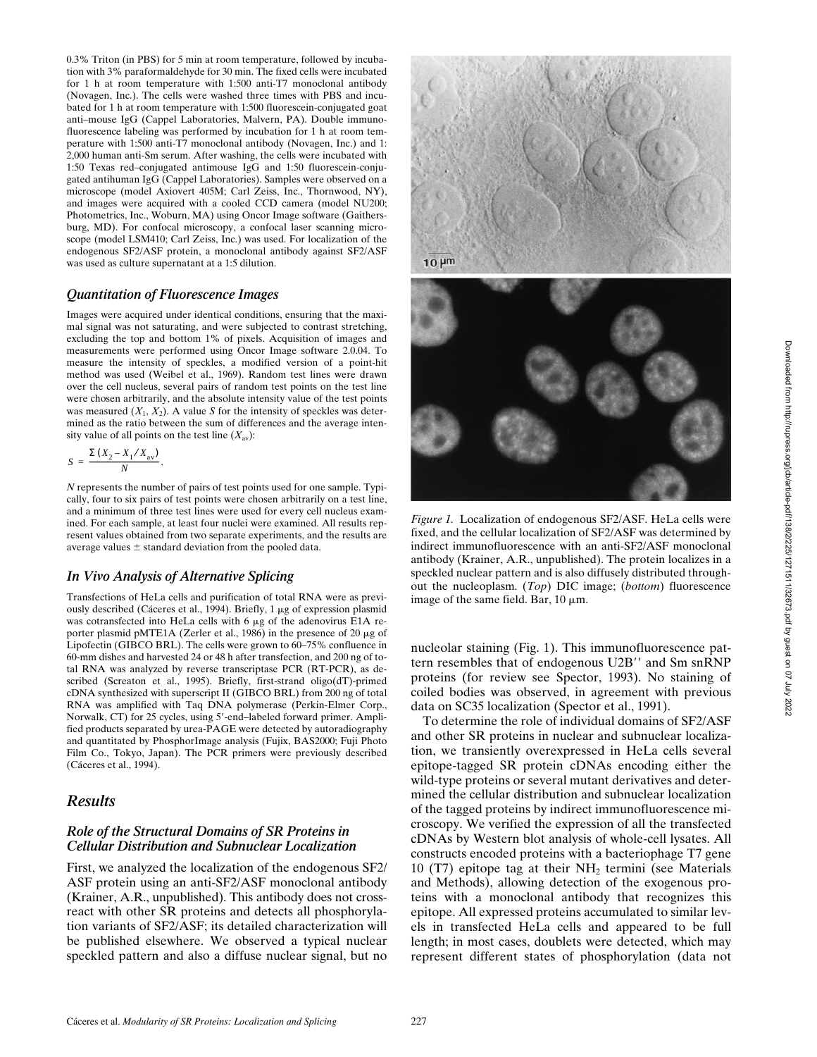0.3% Triton (in PBS) for 5 min at room temperature, followed by incubation with 3% paraformaldehyde for 30 min. The fixed cells were incubated for 1 h at room temperature with 1:500 anti-T7 monoclonal antibody (Novagen, Inc.). The cells were washed three times with PBS and incubated for 1 h at room temperature with 1:500 fluorescein-conjugated goat anti–mouse IgG (Cappel Laboratories, Malvern, PA). Double immunofluorescence labeling was performed by incubation for 1 h at room temperature with 1:500 anti-T7 monoclonal antibody (Novagen, Inc.) and 1: 2,000 human anti-Sm serum. After washing, the cells were incubated with 1:50 Texas red–conjugated antimouse IgG and 1:50 fluorescein-conjugated antihuman IgG (Cappel Laboratories). Samples were observed on a microscope (model Axiovert 405M; Carl Zeiss, Inc., Thornwood, NY), and images were acquired with a cooled CCD camera (model NU200; Photometrics, Inc., Woburn, MA) using Oncor Image software (Gaithersburg, MD). For confocal microscopy, a confocal laser scanning microscope (model LSM410; Carl Zeiss, Inc.) was used. For localization of the endogenous SF2/ASF protein, a monoclonal antibody against SF2/ASF was used as culture supernatant at a 1:5 dilution.

### *Quantitation of Fluorescence Images*

Images were acquired under identical conditions, ensuring that the maximal signal was not saturating, and were subjected to contrast stretching, excluding the top and bottom 1% of pixels. Acquisition of images and measurements were performed using Oncor Image software 2.0.04. To measure the intensity of speckles, a modified version of a point-hit method was used (Weibel et al., 1969). Random test lines were drawn over the cell nucleus, several pairs of random test points on the test line were chosen arbitrarily, and the absolute intensity value of the test points was measured ($X_1$, $X_2$). A value $S$ for the intensity of speckles was determined as the ratio between the sum of differences and the average intensity value of all points on the test line ($X_{av}$):

$$S = \frac{\Sigma\ (X_2 - X_1 / X_{av})}{N}.$$

$N$ represents the number of pairs of test points used for one sample. Typically, four to six pairs of test points were chosen arbitrarily on a test line, and a minimum of three test lines were used for every cell nucleus examined. For each sample, at least four nuclei were examined. All results represent values obtained from two separate experiments, and the results are average values ± standard deviation from the pooled data.

### *In Vivo Analysis of Alternative Splicing*

Transfections of HeLa cells and purification of total RNA were as previously described (Cáceres et al., 1994). Briefly, 1 μg of expression plasmid was cotransfected into HeLa cells with 6 μg of the adenovirus E1A reporter plasmid pMTE1A (Zerler et al., 1986) in the presence of 20 μg of Lipofectin (GIBCO BRL). The cells were grown to 60–75% confluence in 60-mm dishes and harvested 24 or 48 h after transfection, and 200 ng of total RNA was analyzed by reverse transcriptase PCR (RT-PCR), as described (Screaton et al., 1995). Briefly, first-strand oligo(dT)-primed cDNA synthesized with superscript II (GIBCO BRL) from 200 ng of total RNA was amplified with Taq DNA polymerase (Perkin-Elmer Corp., Norwalk, CT) for 25 cycles, using 5′-end–labeled forward primer. Amplified products separated by urea-PAGE were detected by autoradiography and quantitated by PhosphorImage analysis (Fujix, BAS2000; Fuji Photo Film Co., Tokyo, Japan). The PCR primers were previously described (Cáceres et al., 1994).

## *Results*

### *Role of the Structural Domains of SR Proteins in Cellular Distribution and Subnuclear Localization*

First, we analyzed the localization of the endogenous SF2/ASF protein using an anti-SF2/ASF monoclonal antibody (Krainer, A.R., unpublished). This antibody does not cross-react with other SR proteins and detects all phosphorylation variants of SF2/ASF; its detailed characterization will be published elsewhere. We observed a typical nuclear speckled pattern and also a diffuse nuclear signal, but no nucleolar staining (Fig. 1). This immunofluorescence pattern resembles that of endogenous U2B′′ and Sm snRNP proteins (for review see Spector, 1993). No staining of coiled bodies was observed, in agreement with previous data on SC35 localization (Spector et al., 1991).

*Figure 1.* Localization of endogenous SF2/ASF. HeLa cells were fixed, and the cellular localization of SF2/ASF was determined by indirect immunofluorescence with an anti-SF2/ASF monoclonal antibody (Krainer, A.R., unpublished). The protein localizes in a speckled nuclear pattern and is also diffusely distributed throughout the nucleoplasm. (*Top*) DIC image; (*bottom*) fluorescence image of the same field. Bar, 10 μm.

To determine the role of individual domains of SF2/ASF and other SR proteins in nuclear and subnuclear localization, we transiently overexpressed in HeLa cells several epitope-tagged SR protein cDNAs encoding either the wild-type proteins or several mutant derivatives and determined the cellular distribution and subnuclear localization of the tagged proteins by indirect immunofluorescence microscopy. We verified the expression of all the transfected cDNAs by Western blot analysis of whole-cell lysates. All constructs encoded proteins with a bacteriophage T7 gene 10 (T7) epitope tag at their $NH_2$ termini (see Materials and Methods), allowing detection of the exogenous proteins with a monoclonal antibody that recognizes this epitope. All expressed proteins accumulated to similar levels in transfected HeLa cells and appeared to be full length; in most cases, doublets were detected, which may represent different states of phosphorylation (data not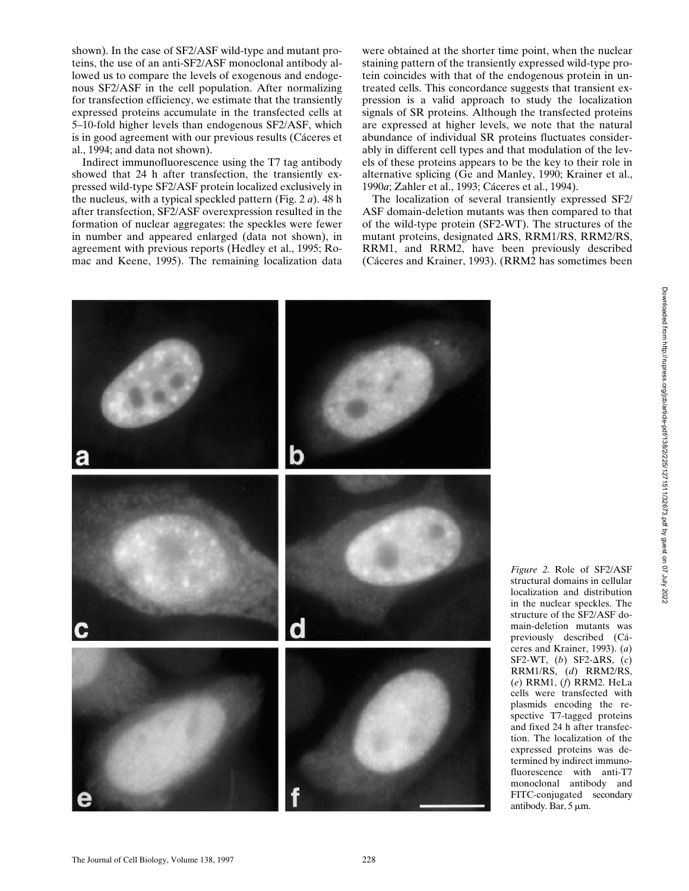shown). In the case of SF2/ASF wild-type and mutant proteins, the use of an anti-SF2/ASF monoclonal antibody allowed us to compare the levels of exogenous and endogenous SF2/ASF in the cell population. After normalizing for transfection efficiency, we estimate that the transiently expressed proteins accumulate in the transfected cells at 5–10-fold higher levels than endogenous SF2/ASF, which is in good agreement with our previous results (Cáceres et al., 1994; and data not shown).

Indirect immunofluorescence using the T7 tag antibody showed that 24 h after transfection, the transiently expressed wild-type SF2/ASF protein localized exclusively in the nucleus, with a typical speckled pattern (Fig. 2 *a*). 48 h after transfection, SF2/ASF overexpression resulted in the formation of nuclear aggregates: the speckles were fewer in number and appeared enlarged (data not shown), in agreement with previous reports (Hedley et al., 1995; Romac and Keene, 1995). The remaining localization data were obtained at the shorter time point, when the nuclear staining pattern of the transiently expressed wild-type protein coincides with that of the endogenous protein in untreated cells. This concordance suggests that transient expression is a valid approach to study the localization signals of SR proteins. Although the transfected proteins are expressed at higher levels, we note that the natural abundance of individual SR proteins fluctuates considerably in different cell types and that modulation of the levels of these proteins appears to be the key to their role in alternative splicing (Ge and Manley, 1990; Krainer et al., 1990*a*; Zahler et al., 1993; Cáceres et al., 1994).

The localization of several transiently expressed SF2/ASF domain-deletion mutants was then compared to that of the wild-type protein (SF2-WT). The structures of the mutant proteins, designated ΔRS, RRM1/RS, RRM2/RS, RRM1, and RRM2, have been previously described (Cáceres and Krainer, 1993). (RRM2 has sometimes been

*Figure 2.* Role of SF2/ASF structural domains in cellular localization and distribution in the nuclear speckles. The structure of the SF2/ASF domain-deletion mutants was previously described (Cáceres and Krainer, 1993). (*a*) SF2-WT, (*b*) SF2-ΔRS, (*c*) RRM1/RS, (*d*) RRM2/RS, (*e*) RRM1, (*f*) RRM2. HeLa cells were transfected with plasmids encoding the respective T7-tagged proteins and fixed 24 h after transfection. The localization of the expressed proteins was determined by indirect immunofluorescence with anti-T7 monoclonal antibody and FITC-conjugated secondary antibody. Bar, 5 μm.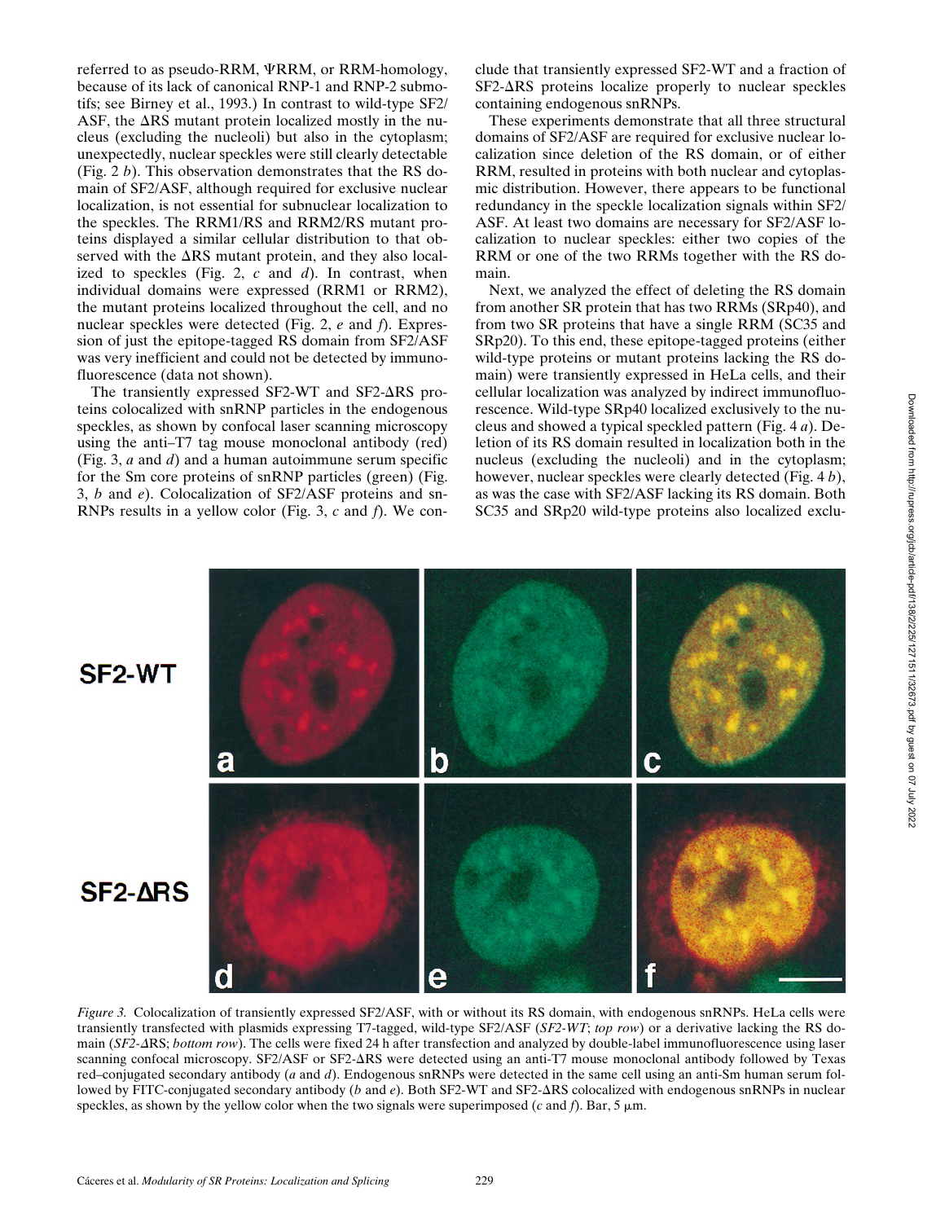referred to as pseudo-RRM, ΨRRM, or RRM-homology, because of its lack of canonical RNP-1 and RNP-2 submotifs; see Birney et al., 1993.) In contrast to wild-type SF2/ASF, the ΔRS mutant protein localized mostly in the nucleus (excluding the nucleoli) but also in the cytoplasm; unexpectedly, nuclear speckles were still clearly detectable (Fig. 2 *b*). This observation demonstrates that the RS domain of SF2/ASF, although required for exclusive nuclear localization, is not essential for subnuclear localization to the speckles. The RRM1/RS and RRM2/RS mutant proteins displayed a similar cellular distribution to that observed with the ΔRS mutant protein, and they also localized to speckles (Fig. 2, *c* and *d*). In contrast, when individual domains were expressed (RRM1 or RRM2), the mutant proteins localized throughout the cell, and no nuclear speckles were detected (Fig. 2, *e* and *f*). Expression of just the epitope-tagged RS domain from SF2/ASF was very inefficient and could not be detected by immunofluorescence (data not shown).

The transiently expressed SF2-WT and SF2-ΔRS proteins colocalized with snRNP particles in the endogenous speckles, as shown by confocal laser scanning microscopy using the anti–T7 tag mouse monoclonal antibody (red) (Fig. 3, *a* and *d*) and a human autoimmune serum specific for the Sm core proteins of snRNP particles (green) (Fig. 3, *b* and *e*). Colocalization of SF2/ASF proteins and snRNPs results in a yellow color (Fig. 3, *c* and *f*). We conclude that transiently expressed SF2-WT and a fraction of SF2-ΔRS proteins localize properly to nuclear speckles containing endogenous snRNPs.

These experiments demonstrate that all three structural domains of SF2/ASF are required for exclusive nuclear localization since deletion of the RS domain, or of either RRM, resulted in proteins with both nuclear and cytoplasmic distribution. However, there appears to be functional redundancy in the speckle localization signals within SF2/ASF. At least two domains are necessary for SF2/ASF localization to nuclear speckles: either two copies of the RRM or one of the two RRMs together with the RS domain.

Next, we analyzed the effect of deleting the RS domain from another SR protein that has two RRMs (SRp40), and from two SR proteins that have a single RRM (SC35 and SRp20). To this end, these epitope-tagged proteins (either wild-type proteins or mutant proteins lacking the RS domain) were transiently expressed in HeLa cells, and their cellular localization was analyzed by indirect immunofluorescence. Wild-type SRp40 localized exclusively to the nucleus and showed a typical speckled pattern (Fig. 4 *a*). Deletion of its RS domain resulted in localization both in the nucleus (excluding the nucleoli) and in the cytoplasm; however, nuclear speckles were clearly detected (Fig. 4 *b*), as was the case with SF2/ASF lacking its RS domain. Both SC35 and SRp20 wild-type proteins also localized exclu-

*Figure 3.* Colocalization of transiently expressed SF2/ASF, with or without its RS domain, with endogenous snRNPs. HeLa cells were transiently transfected with plasmids expressing T7-tagged, wild-type SF2/ASF (*SF2-WT*; *top row*) or a derivative lacking the RS domain (*SF2-ΔRS*; *bottom row*). The cells were fixed 24 h after transfection and analyzed by double-label immunofluorescence using laser scanning confocal microscopy. SF2/ASF or SF2-ΔRS were detected using an anti-T7 mouse monoclonal antibody followed by Texas red–conjugated secondary antibody (*a* and *d*). Endogenous snRNPs were detected in the same cell using an anti-Sm human serum followed by FITC-conjugated secondary antibody (*b* and *e*). Both SF2-WT and SF2-ΔRS colocalized with endogenous snRNPs in nuclear speckles, as shown by the yellow color when the two signals were superimposed (*c* and *f*). Bar, 5 μm.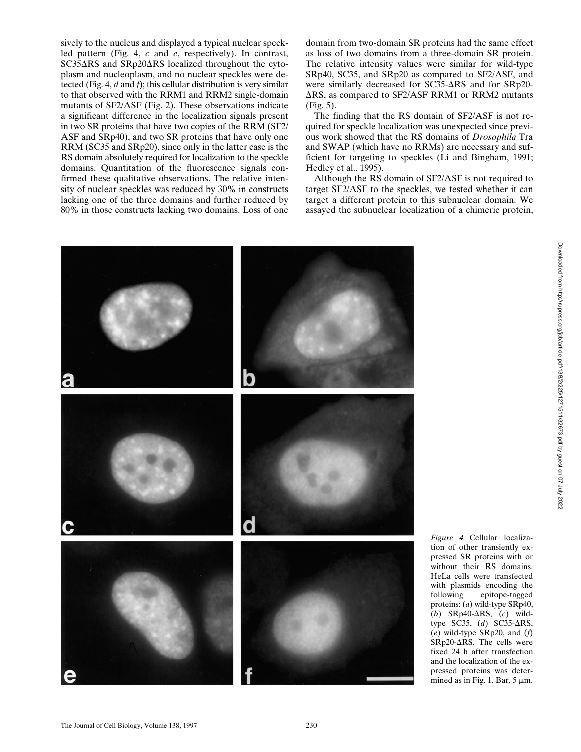sively to the nucleus and displayed a typical nuclear speckled pattern (Fig. 4, *c* and *e*, respectively). In contrast, SC35ΔRS and SRp20ΔRS localized throughout the cytoplasm and nucleoplasm, and no nuclear speckles were detected (Fig. 4, *d* and *f*); this cellular distribution is very similar to that observed with the RRM1 and RRM2 single-domain mutants of SF2/ASF (Fig. 2). These observations indicate a significant difference in the localization signals present in two SR proteins that have two copies of the RRM (SF2/ASF and SRp40), and two SR proteins that have only one RRM (SC35 and SRp20), since only in the latter case is the RS domain absolutely required for localization to the speckle domains. Quantitation of the fluorescence signals confirmed these qualitative observations. The relative intensity of nuclear speckles was reduced by 30% in constructs lacking one of the three domains and further reduced by 80% in those constructs lacking two domains. Loss of one domain from two-domain SR proteins had the same effect as loss of two domains from a three-domain SR protein. The relative intensity values were similar for wild-type SRp40, SC35, and SRp20 as compared to SF2/ASF, and were similarly decreased for SC35-ΔRS and for SRp20-ΔRS, as compared to SF2/ASF RRM1 or RRM2 mutants (Fig. 5).

The finding that the RS domain of SF2/ASF is not required for speckle localization was unexpected since previous work showed that the RS domains of *Drosophila* Tra and SWAP (which have no RRMs) are necessary and sufficient for targeting to speckles (Li and Bingham, 1991; Hedley et al., 1995).

Although the RS domain of SF2/ASF is not required to target SF2/ASF to the speckles, we tested whether it can target a different protein to this subnuclear domain. We assayed the subnuclear localization of a chimeric protein,

*Figure 4.* Cellular localization of other transiently expressed SR proteins with or without their RS domains. HeLa cells were transfected with plasmids encoding the following epitope-tagged proteins: (*a*) wild-type SRp40, (*b*) SRp40-ΔRS, (*c*) wild-type SC35, (*d*) SC35-ΔRS, (*e*) wild-type SRp20, and (*f*) SRp20-ΔRS. The cells were fixed 24 h after transfection and the localization of the expressed proteins was determined as in Fig. 1. Bar, 5 μm.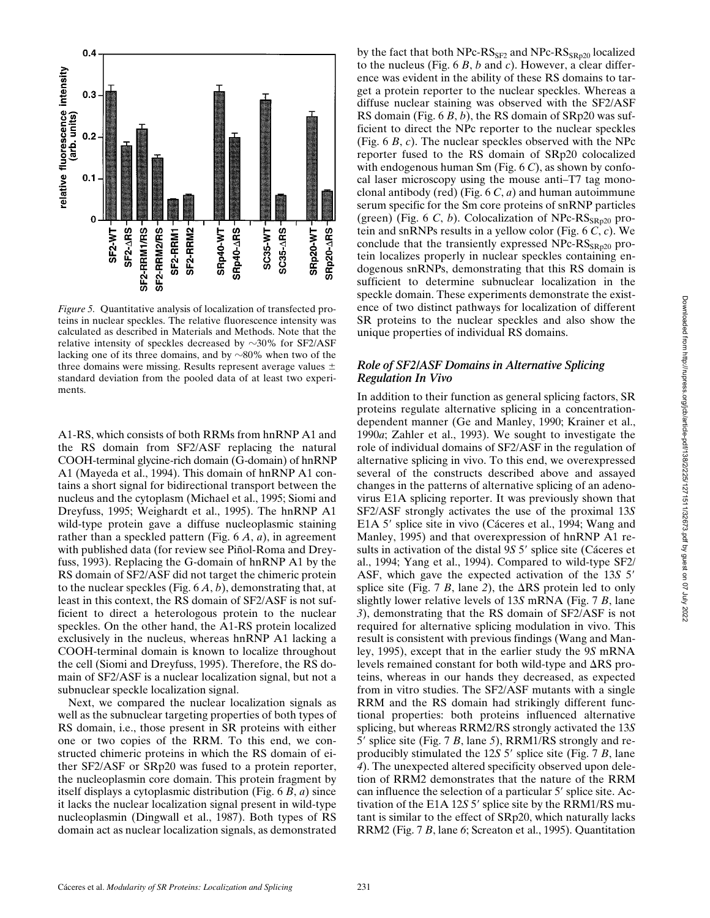*Figure 5.* Quantitative analysis of localization of transfected proteins in nuclear speckles. The relative fluorescence intensity was calculated as described in Materials and Methods. Note that the relative intensity of speckles decreased by ~30% for SF2/ASF lacking one of its three domains, and by ~80% when two of the three domains were missing. Results represent average values ± standard deviation from the pooled data of at least two experiments.

A1-RS, which consists of both RRMs from hnRNP A1 and the RS domain from SF2/ASF replacing the natural COOH-terminal glycine-rich domain (G-domain) of hnRNP A1 (Mayeda et al., 1994). This domain of hnRNP A1 contains a short signal for bidirectional transport between the nucleus and the cytoplasm (Michael et al., 1995; Siomi and Dreyfuss, 1995; Weighardt et al., 1995). The hnRNP A1 wild-type protein gave a diffuse nucleoplasmic staining rather than a speckled pattern (Fig. 6 *A*, *a*), in agreement with published data (for review see Piñol-Roma and Dreyfuss, 1993). Replacing the G-domain of hnRNP A1 by the RS domain of SF2/ASF did not target the chimeric protein to the nuclear speckles (Fig. 6 *A*, *b*), demonstrating that, at least in this context, the RS domain of SF2/ASF is not sufficient to direct a heterologous protein to the nuclear speckles. On the other hand, the A1-RS protein localized exclusively in the nucleus, whereas hnRNP A1 lacking a COOH-terminal domain is known to localize throughout the cell (Siomi and Dreyfuss, 1995). Therefore, the RS domain of SF2/ASF is a nuclear localization signal, but not a subnuclear speckle localization signal.

Next, we compared the nuclear localization signals as well as the subnuclear targeting properties of both types of RS domain, i.e., those present in SR proteins with either one or two copies of the RRM. To this end, we constructed chimeric proteins in which the RS domain of either SF2/ASF or SRp20 was fused to a protein reporter, the nucleoplasmin core domain. This protein fragment by itself displays a cytoplasmic distribution (Fig. 6 *B*, *a*) since it lacks the nuclear localization signal present in wild-type nucleoplasmin (Dingwall et al., 1987). Both types of RS domain act as nuclear localization signals, as demonstrated by the fact that both NPc-$RS_{SF2}$ and NPc-$RS_{SRp20}$ localized to the nucleus (Fig. 6 *B*, *b* and *c*). However, a clear difference was evident in the ability of these RS domains to target a protein reporter to the nuclear speckles. Whereas a diffuse nuclear staining was observed with the SF2/ASF RS domain (Fig. 6 *B*, *b*), the RS domain of SRp20 was sufficient to direct the NPc reporter to the nuclear speckles (Fig. 6 *B*, *c*). The nuclear speckles observed with the NPc reporter fused to the RS domain of SRp20 colocalized with endogenous human Sm (Fig. 6 *C*), as shown by confocal laser microscopy using the mouse anti–T7 tag monoclonal antibody (red) (Fig. 6 *C*, *a*) and human autoimmune serum specific for the Sm core proteins of snRNP particles (green) (Fig. 6 *C*, *b*). Colocalization of NPc-$RS_{SRp20}$ protein and snRNPs results in a yellow color (Fig. 6 *C*, *c*). We conclude that the transiently expressed NPc-$RS_{SRp20}$ protein localizes properly in nuclear speckles containing endogenous snRNPs, demonstrating that this RS domain is sufficient to determine subnuclear localization in the speckle domain. These experiments demonstrate the existence of two distinct pathways for localization of different SR proteins to the nuclear speckles and also show the unique properties of individual RS domains.

### *Role of SF2/ASF Domains in Alternative Splicing Regulation In Vivo*

In addition to their function as general splicing factors, SR proteins regulate alternative splicing in a concentration-dependent manner (Ge and Manley, 1990; Krainer et al., 1990*a*; Zahler et al., 1993). We sought to investigate the role of individual domains of SF2/ASF in the regulation of alternative splicing in vivo. To this end, we overexpressed several of the constructs described above and assayed changes in the patterns of alternative splicing of an adenovirus E1A splicing reporter. It was previously shown that SF2/ASF strongly activates the use of the proximal 13*S* E1A 5′ splice site in vivo (Cáceres et al., 1994; Wang and Manley, 1995) and that overexpression of hnRNP A1 results in activation of the distal 9*S* 5′ splice site (Cáceres et al., 1994; Yang et al., 1994). Compared to wild-type SF2/ASF, which gave the expected activation of the 13*S* 5′ splice site (Fig. 7 *B*, lane *2*), the ΔRS protein led to only slightly lower relative levels of 13*S* mRNA (Fig. 7 *B*, lane *3*), demonstrating that the RS domain of SF2/ASF is not required for alternative splicing modulation in vivo. This result is consistent with previous findings (Wang and Manley, 1995), except that in the earlier study the 9*S* mRNA levels remained constant for both wild-type and ΔRS proteins, whereas in our hands they decreased, as expected from in vitro studies. The SF2/ASF mutants with a single RRM and the RS domain had strikingly different functional properties: both proteins influenced alternative splicing, but whereas RRM2/RS strongly activated the 13*S* 5′ splice site (Fig. 7 *B*, lane *5*), RRM1/RS strongly and reproducibly stimulated the 12*S* 5′ splice site (Fig. 7 *B*, lane *4*). The unexpected altered specificity observed upon deletion of RRM2 demonstrates that the nature of the RRM can influence the selection of a particular 5′ splice site. Activation of the E1A 12*S* 5′ splice site by the RRM1/RS mutant is similar to the effect of SRp20, which naturally lacks RRM2 (Fig. 7 *B*, lane *6*; Screaton et al., 1995). Quantitation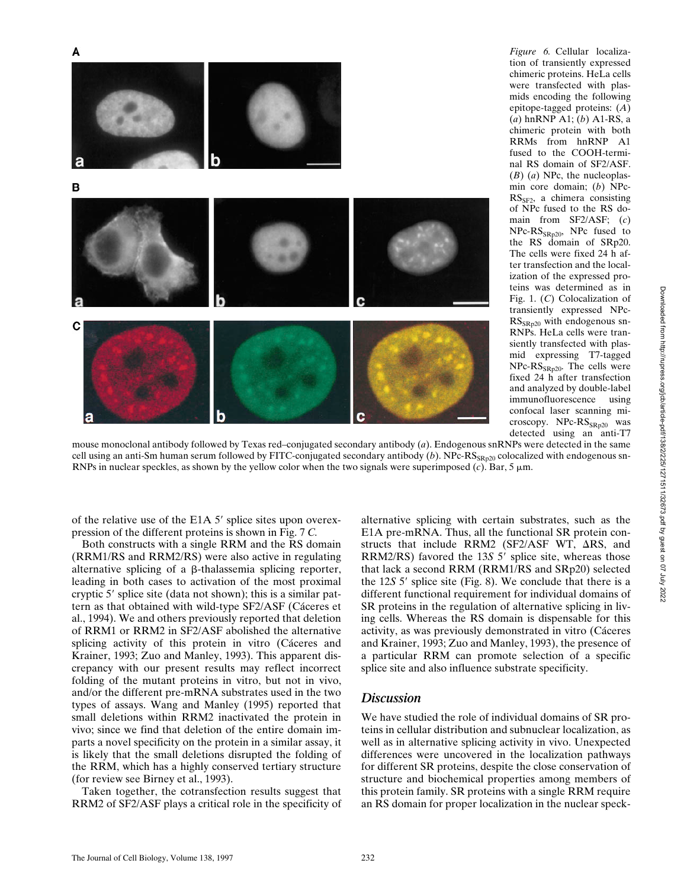*Figure 6.* Cellular localization of transiently expressed chimeric proteins. HeLa cells were transfected with plasmids encoding the following epitope-tagged proteins: (*A*) (*a*) hnRNP A1; (*b*) A1-RS, a chimeric protein with both RRMs from hnRNP A1 fused to the COOH-terminal RS domain of SF2/ASF. (*B*) (*a*) NPc, the nucleoplasmin core domain; (*b*) NPc-$RS_{SF2}$, a chimera consisting of NPc fused to the RS domain from SF2/ASF; (*c*) NPc-$RS_{SRp20}$, NPc fused to the RS domain of SRp20. The cells were fixed 24 h after transfection and the localization of the expressed proteins was determined as in Fig. 1. (*C*) Colocalization of transiently expressed NPc-$RS_{SRp20}$ with endogenous snRNPs. HeLa cells were transiently transfected with plasmid expressing T7-tagged NPc-$RS_{SRp20}$. The cells were fixed 24 h after transfection and analyzed by double-label immunofluorescence using confocal laser scanning microscopy. NPc-$RS_{SRp20}$ was detected using an anti-T7 mouse monoclonal antibody followed by Texas red–conjugated secondary antibody (*a*). Endogenous snRNPs were detected in the same cell using an anti-Sm human serum followed by FITC-conjugated secondary antibody (*b*). NPc-$RS_{SRp20}$ colocalized with endogenous snRNPs in nuclear speckles, as shown by the yellow color when the two signals were superimposed (*c*). Bar, 5 μm.

of the relative use of the E1A 5′ splice sites upon overexpression of the different proteins is shown in Fig. 7 *C.*

Both constructs with a single RRM and the RS domain (RRM1/RS and RRM2/RS) were also active in regulating alternative splicing of a β-thalassemia splicing reporter, leading in both cases to activation of the most proximal cryptic 5′ splice site (data not shown); this is a similar pattern as that obtained with wild-type SF2/ASF (Cáceres et al., 1994). We and others previously reported that deletion of RRM1 or RRM2 in SF2/ASF abolished the alternative splicing activity of this protein in vitro (Cáceres and Krainer, 1993; Zuo and Manley, 1993). This apparent discrepancy with our present results may reflect incorrect folding of the mutant proteins in vitro, but not in vivo, and/or the different pre-mRNA substrates used in the two types of assays. Wang and Manley (1995) reported that small deletions within RRM2 inactivated the protein in vivo; since we find that deletion of the entire domain imparts a novel specificity on the protein in a similar assay, it is likely that the small deletions disrupted the folding of the RRM, which has a highly conserved tertiary structure (for review see Birney et al., 1993).

Taken together, the cotransfection results suggest that RRM2 of SF2/ASF plays a critical role in the specificity of alternative splicing with certain substrates, such as the E1A pre-mRNA. Thus, all the functional SR protein constructs that include RRM2 (SF2/ASF WT, ΔRS, and RRM2/RS) favored the 13*S* 5′ splice site, whereas those that lack a second RRM (RRM1/RS and SRp20) selected the 12*S* 5′ splice site (Fig. 8). We conclude that there is a different functional requirement for individual domains of SR proteins in the regulation of alternative splicing in living cells. Whereas the RS domain is dispensable for this activity, as was previously demonstrated in vitro (Cáceres and Krainer, 1993; Zuo and Manley, 1993), the presence of a particular RRM can promote selection of a specific splice site and also influence substrate specificity.

## Discussion

We have studied the role of individual domains of SR proteins in cellular distribution and subnuclear localization, as well as in alternative splicing activity in vivo. Unexpected differences were uncovered in the localization pathways for different SR proteins, despite the close conservation of structure and biochemical properties among members of this protein family. SR proteins with a single RRM require an RS domain for proper localization in the nuclear speck-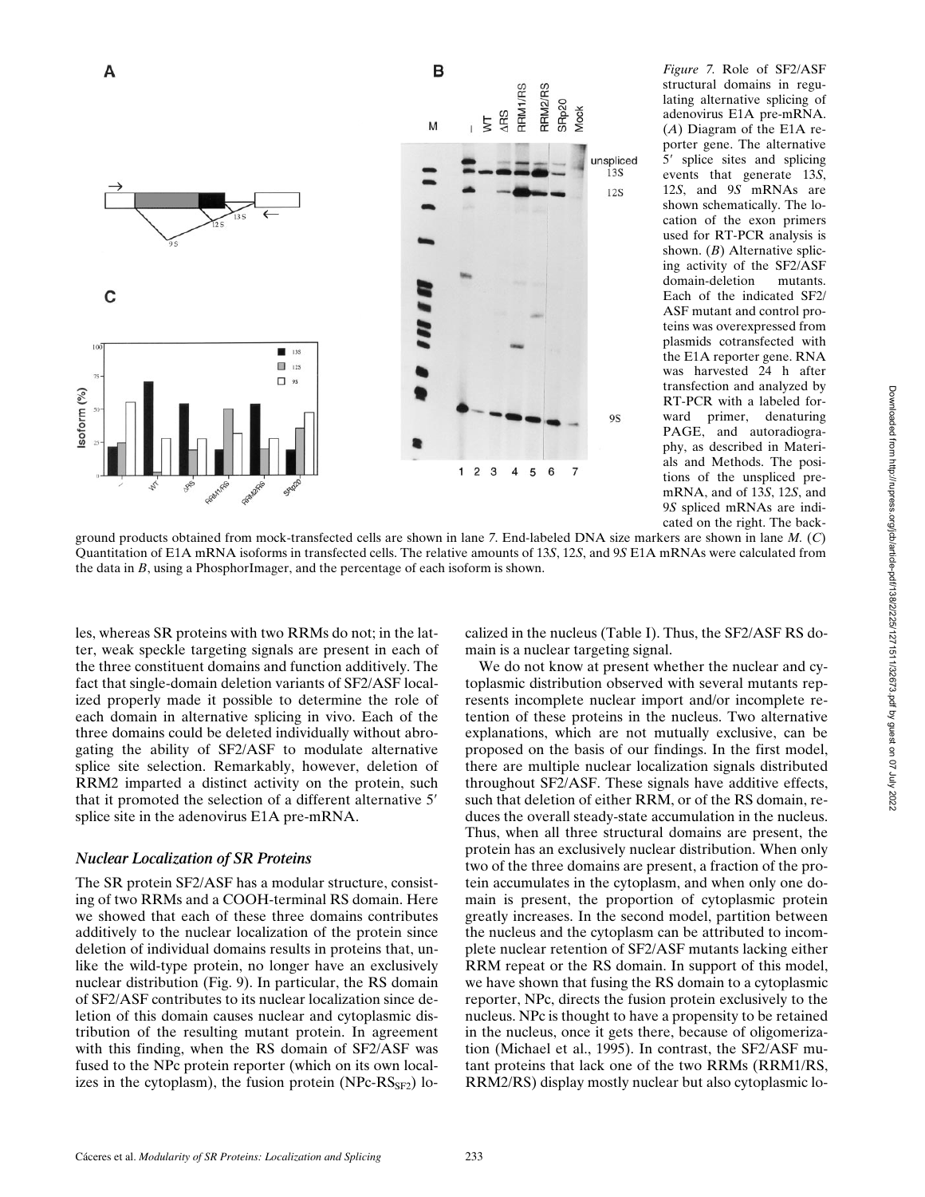*Figure 7.* Role of SF2/ASF structural domains in regulating alternative splicing of adenovirus E1A pre-mRNA. (*A*) Diagram of the E1A reporter gene. The alternative 5′ splice sites and splicing events that generate 13*S*, 12*S*, and 9*S* mRNAs are shown schematically. The location of the exon primers used for RT-PCR analysis is shown. (*B*) Alternative splicing activity of the SF2/ASF domain-deletion mutants. Each of the indicated SF2/ASF mutant and control proteins was overexpressed from plasmids cotransfected with the E1A reporter gene. RNA was harvested 24 h after transfection and analyzed by RT-PCR with a labeled forward primer, denaturing PAGE, and autoradiography, as described in Materials and Methods. The positions of the unspliced pre-mRNA, and of 13*S*, 12*S*, and 9*S* spliced mRNAs are indicated on the right. The background products obtained from mock-transfected cells are shown in lane *7*. End-labeled DNA size markers are shown in lane *M*. (*C*) Quantitation of E1A mRNA isoforms in transfected cells. The relative amounts of 13*S*, 12*S*, and 9*S* E1A mRNAs were calculated from the data in *B*, using a PhosphorImager, and the percentage of each isoform is shown.

les, whereas SR proteins with two RRMs do not; in the latter, weak speckle targeting signals are present in each of the three constituent domains and function additively. The fact that single-domain deletion variants of SF2/ASF localized properly made it possible to determine the role of each domain in alternative splicing in vivo. Each of the three domains could be deleted individually without abrogating the ability of SF2/ASF to modulate alternative splice site selection. Remarkably, however, deletion of RRM2 imparted a distinct activity on the protein, such that it promoted the selection of a different alternative 5′ splice site in the adenovirus E1A pre-mRNA.

### *Nuclear Localization of SR Proteins*

The SR protein SF2/ASF has a modular structure, consisting of two RRMs and a COOH-terminal RS domain. Here we showed that each of these three domains contributes additively to the nuclear localization of the protein since deletion of individual domains results in proteins that, unlike the wild-type protein, no longer have an exclusively nuclear distribution (Fig. 9). In particular, the RS domain of SF2/ASF contributes to its nuclear localization since deletion of this domain causes nuclear and cytoplasmic distribution of the resulting mutant protein. In agreement with this finding, when the RS domain of SF2/ASF was fused to the NPc protein reporter (which on its own localizes in the cytoplasm), the fusion protein (NPc-$RS_{SF2}$) localized in the nucleus (Table I). Thus, the SF2/ASF RS domain is a nuclear targeting signal.

We do not know at present whether the nuclear and cytoplasmic distribution observed with several mutants represents incomplete nuclear import and/or incomplete retention of these proteins in the nucleus. Two alternative explanations, which are not mutually exclusive, can be proposed on the basis of our findings. In the first model, there are multiple nuclear localization signals distributed throughout SF2/ASF. These signals have additive effects, such that deletion of either RRM, or of the RS domain, reduces the overall steady-state accumulation in the nucleus. Thus, when all three structural domains are present, the protein has an exclusively nuclear distribution. When only two of the three domains are present, a fraction of the protein accumulates in the cytoplasm, and when only one domain is present, the proportion of cytoplasmic protein greatly increases. In the second model, partition between the nucleus and the cytoplasm can be attributed to incomplete nuclear retention of SF2/ASF mutants lacking either RRM repeat or the RS domain. In support of this model, we have shown that fusing the RS domain to a cytoplasmic reporter, NPc, directs the fusion protein exclusively to the nucleus. NPc is thought to have a propensity to be retained in the nucleus, once it gets there, because of oligomerization (Michael et al., 1995). In contrast, the SF2/ASF mutant proteins that lack one of the two RRMs (RRM1/RS, RRM2/RS) display mostly nuclear but also cytoplasmic lo-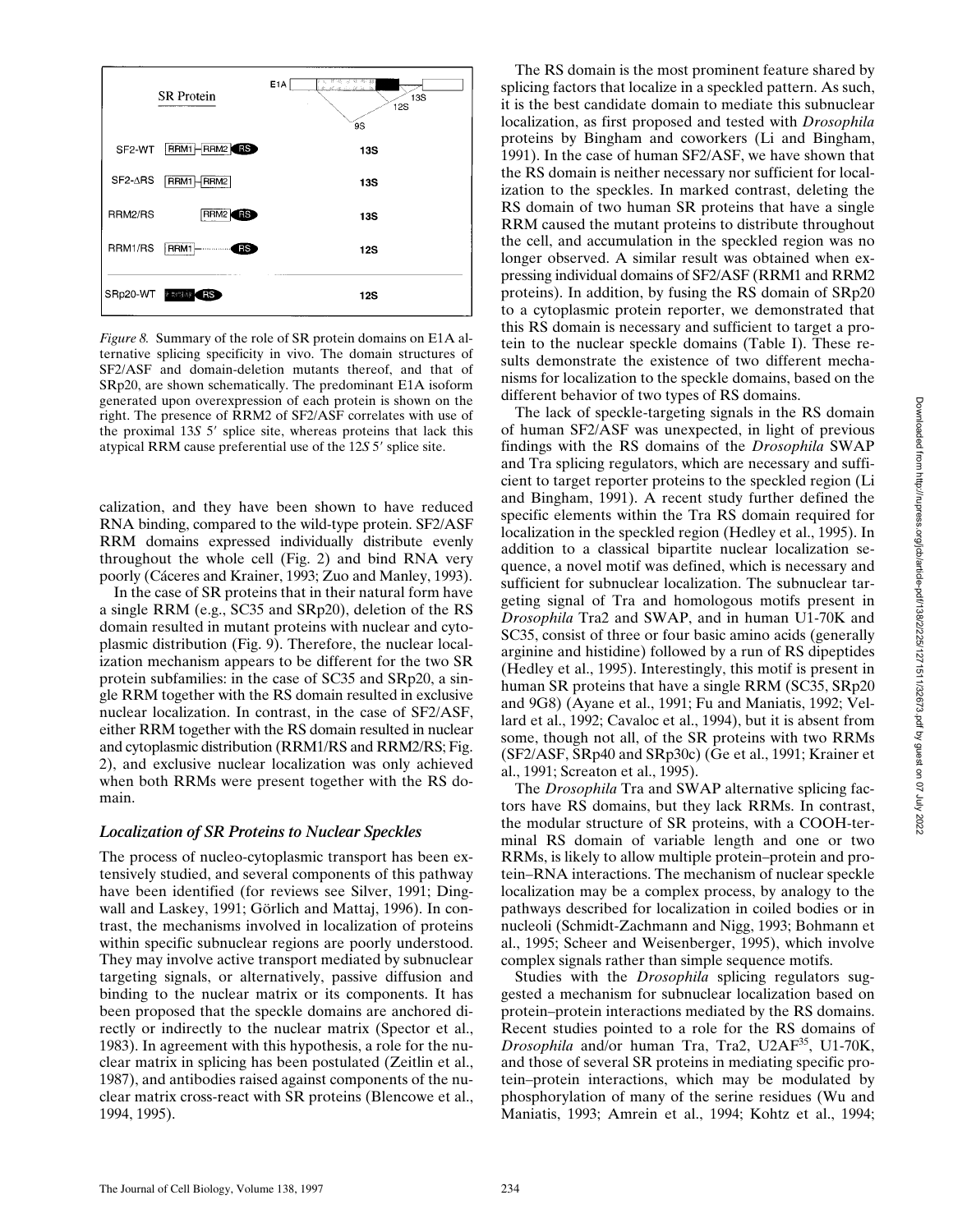| SR Protein | | E1A |
|---|---|---|
| SF2-WT | RRM1–RRM2–RS | 13S |
| SF2-ΔRS | RRM1–RRM2 | 13S |
| RRM2/RS | RRM2–RS | 13S |
| RRM1/RS | RRM1–RS | 12S |
| SRp20-WT | RRM–RS | 12S |

*Figure 8.* Summary of the role of SR protein domains on E1A alternative splicing specificity in vivo. The domain structures of SF2/ASF and domain-deletion mutants thereof, and that of SRp20, are shown schematically. The predominant E1A isoform generated upon overexpression of each protein is shown on the right. The presence of RRM2 of SF2/ASF correlates with use of the proximal 13*S* 5′ splice site, whereas proteins that lack this atypical RRM cause preferential use of the 12*S* 5′ splice site.

calization, and they have been shown to have reduced RNA binding, compared to the wild-type protein. SF2/ASF RRM domains expressed individually distribute evenly throughout the whole cell (Fig. 2) and bind RNA very poorly (Cáceres and Krainer, 1993; Zuo and Manley, 1993).

In the case of SR proteins that in their natural form have a single RRM (e.g., SC35 and SRp20), deletion of the RS domain resulted in mutant proteins with nuclear and cytoplasmic distribution (Fig. 9). Therefore, the nuclear localization mechanism appears to be different for the two SR protein subfamilies: in the case of SC35 and SRp20, a single RRM together with the RS domain resulted in exclusive nuclear localization. In contrast, in the case of SF2/ASF, either RRM together with the RS domain resulted in nuclear and cytoplasmic distribution (RRM1/RS and RRM2/RS; Fig. 2), and exclusive nuclear localization was only achieved when both RRMs were present together with the RS domain.

### *Localization of SR Proteins to Nuclear Speckles*

The process of nucleo-cytoplasmic transport has been extensively studied, and several components of this pathway have been identified (for reviews see Silver, 1991; Dingwall and Laskey, 1991; Görlich and Mattaj, 1996). In contrast, the mechanisms involved in localization of proteins within specific subnuclear regions are poorly understood. They may involve active transport mediated by subnuclear targeting signals, or alternatively, passive diffusion and binding to the nuclear matrix or its components. It has been proposed that the speckle domains are anchored directly or indirectly to the nuclear matrix (Spector et al., 1983). In agreement with this hypothesis, a role for the nuclear matrix in splicing has been postulated (Zeitlin et al., 1987), and antibodies raised against components of the nuclear matrix cross-react with SR proteins (Blencowe et al., 1994, 1995).

The RS domain is the most prominent feature shared by splicing factors that localize in a speckled pattern. As such, it is the best candidate domain to mediate this subnuclear localization, as first proposed and tested with *Drosophila* proteins by Bingham and coworkers (Li and Bingham, 1991). In the case of human SF2/ASF, we have shown that the RS domain is neither necessary nor sufficient for localization to the speckles. In marked contrast, deleting the RS domain of two human SR proteins that have a single RRM caused the mutant proteins to distribute throughout the cell, and accumulation in the speckled region was no longer observed. A similar result was obtained when expressing individual domains of SF2/ASF (RRM1 and RRM2 proteins). In addition, by fusing the RS domain of SRp20 to a cytoplasmic protein reporter, we demonstrated that this RS domain is necessary and sufficient to target a protein to the nuclear speckle domains (Table I). These results demonstrate the existence of two different mechanisms for localization to the speckle domains, based on the different behavior of two types of RS domains.

The lack of speckle-targeting signals in the RS domain of human SF2/ASF was unexpected, in light of previous findings with the RS domains of the *Drosophila* SWAP and Tra splicing regulators, which are necessary and sufficient to target reporter proteins to the speckled region (Li and Bingham, 1991). A recent study further defined the specific elements within the Tra RS domain required for localization in the speckled region (Hedley et al., 1995). In addition to a classical bipartite nuclear localization sequence, a novel motif was defined, which is necessary and sufficient for subnuclear localization. The subnuclear targeting signal of Tra and homologous motifs present in *Drosophila* Tra2 and SWAP, and in human U1-70K and SC35, consist of three or four basic amino acids (generally arginine and histidine) followed by a run of RS dipeptides (Hedley et al., 1995). Interestingly, this motif is present in human SR proteins that have a single RRM (SC35, SRp20 and 9G8) (Ayane et al., 1991; Fu and Maniatis, 1992; Vellard et al., 1992; Cavaloc et al., 1994), but it is absent from some, though not all, of the SR proteins with two RRMs (SF2/ASF, SRp40 and SRp30c) (Ge et al., 1991; Krainer et al., 1991; Screaton et al., 1995).

The *Drosophila* Tra and SWAP alternative splicing factors have RS domains, but they lack RRMs. In contrast, the modular structure of SR proteins, with a COOH-terminal RS domain of variable length and one or two RRMs, is likely to allow multiple protein–protein and protein–RNA interactions. The mechanism of nuclear speckle localization may be a complex process, by analogy to the pathways described for localization in coiled bodies or in nucleoli (Schmidt-Zachmann and Nigg, 1993; Bohmann et al., 1995; Scheer and Weisenberger, 1995), which involve complex signals rather than simple sequence motifs.

Studies with the *Drosophila* splicing regulators suggested a mechanism for subnuclear localization based on protein–protein interactions mediated by the RS domains. Recent studies pointed to a role for the RS domains of *Drosophila* and/or human Tra, Tra2, $U2AF^{35}$, U1-70K, and those of several SR proteins in mediating specific protein–protein interactions, which may be modulated by phosphorylation of many of the serine residues (Wu and Maniatis, 1993; Amrein et al., 1994; Kohtz et al., 1994;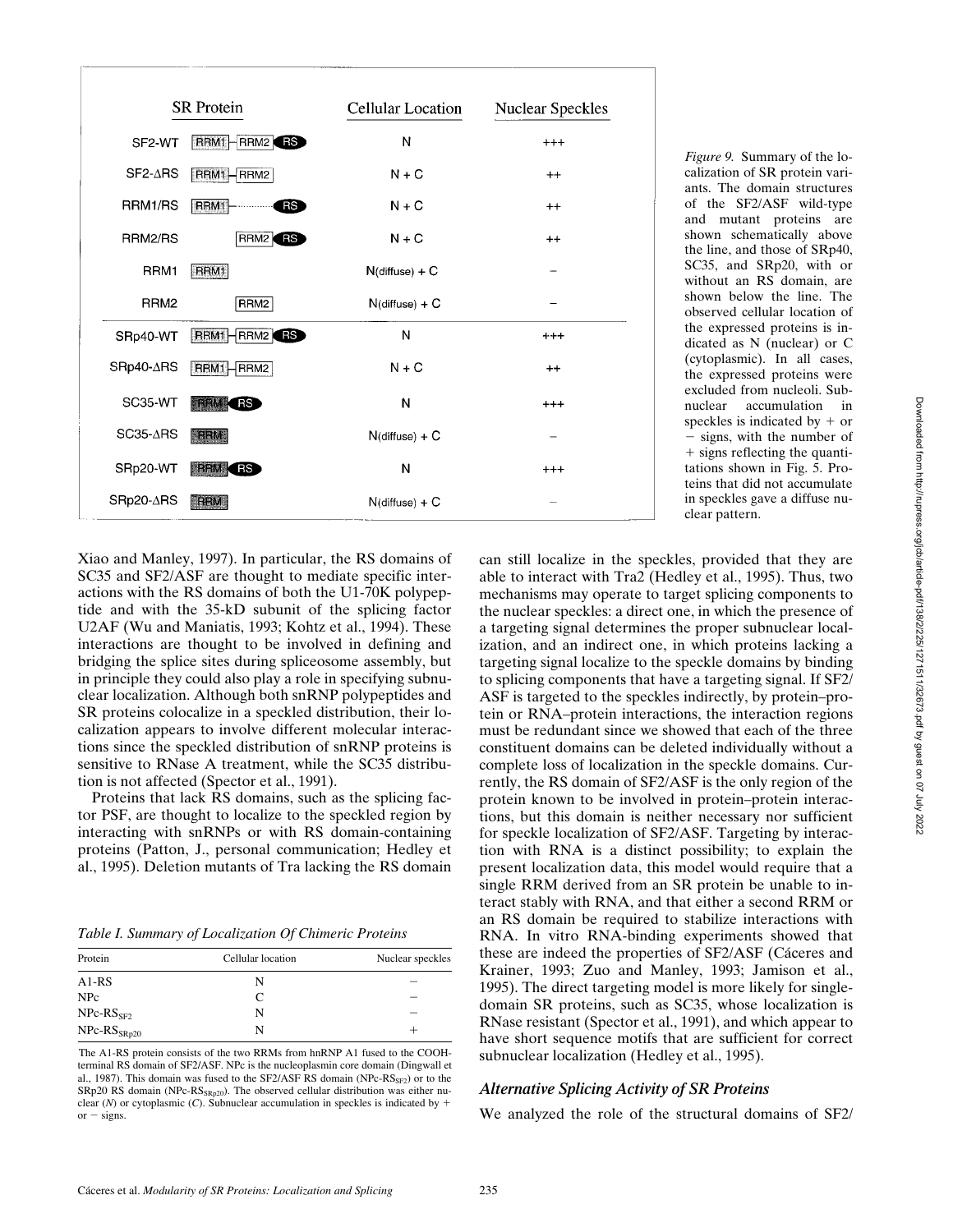| SR Protein | | Cellular Location | Nuclear Speckles |
|---|---|---|---|
| SF2-WT | RRM1–RRM2–RS | N | +++ |
| SF2-ΔRS | RRM1–RRM2 | N + C | ++ |
| RRM1/RS | RRM1·········RS | N + C | ++ |
| RRM2/RS | RRM2–RS | N + C | ++ |
| RRM1 | RRM1 | N(diffuse) + C | – |
| RRM2 | RRM2 | N(diffuse) + C | – |
| SRp40-WT | RRM1–RRM2–RS | N | +++ |
| SRp40-ΔRS | RRM1–RRM2 | N + C | ++ |
| SC35-WT | RRM–RS | N | +++ |
| SC35-ΔRS | RRM | N(diffuse) + C | – |
| SRp20-WT | RRM–RS | N | +++ |
| SRp20-ΔRS | RRM | N(diffuse) + C | – |

*Figure 9.* Summary of the localization of SR protein variants. The domain structures of the SF2/ASF wild-type and mutant proteins are shown schematically above the line, and those of SRp40, SC35, and SRp20, with or without an RS domain, are shown below the line. The observed cellular location of the expressed proteins is indicated as N (nuclear) or C (cytoplasmic). In all cases, the expressed proteins were excluded from nucleoli. Subnuclear accumulation in speckles is indicated by + or – signs, with the number of + signs reflecting the quantitations shown in Fig. 5. Proteins that did not accumulate in speckles gave a diffuse nuclear pattern.

Xiao and Manley, 1997). In particular, the RS domains of SC35 and SF2/ASF are thought to mediate specific interactions with the RS domains of both the U1-70K polypeptide and with the 35-kD subunit of the splicing factor U2AF (Wu and Maniatis, 1993; Kohtz et al., 1994). These interactions are thought to be involved in defining and bridging the splice sites during spliceosome assembly, but in principle they could also play a role in specifying subnuclear localization. Although both snRNP polypeptides and SR proteins colocalize in a speckled distribution, their localization appears to involve different molecular interactions since the speckled distribution of snRNP proteins is sensitive to RNase A treatment, while the SC35 distribution is not affected (Spector et al., 1991).

Proteins that lack RS domains, such as the splicing factor PSF, are thought to localize to the speckled region by interacting with snRNPs or with RS domain-containing proteins (Patton, J., personal communication; Hedley et al., 1995). Deletion mutants of Tra lacking the RS domain can still localize in the speckles, provided that they are able to interact with Tra2 (Hedley et al., 1995). Thus, two mechanisms may operate to target splicing components to the nuclear speckles: a direct one, in which the presence of a targeting signal determines the proper subnuclear localization, and an indirect one, in which proteins lacking a targeting signal localize to the speckle domains by binding to splicing components that have a targeting signal. If SF2/ASF is targeted to the speckles indirectly, by protein–protein or RNA–protein interactions, the interaction regions must be redundant since we showed that each of the three constituent domains can be deleted individually without a complete loss of localization in the speckle domains. Currently, the RS domain of SF2/ASF is the only region of the protein known to be involved in protein–protein interactions, but this domain is neither necessary nor sufficient for speckle localization of SF2/ASF. Targeting by interaction with RNA is a distinct possibility; to explain the present localization data, this model would require that a single RRM derived from an SR protein be unable to interact stably with RNA, and that either a second RRM or an RS domain be required to stabilize interactions with RNA. In vitro RNA-binding experiments showed that these are indeed the properties of SF2/ASF (Cáceres and Krainer, 1993; Zuo and Manley, 1993; Jamison et al., 1995). The direct targeting model is more likely for single-domain SR proteins, such as SC35, whose localization is RNase resistant (Spector et al., 1991), and which appear to have short sequence motifs that are sufficient for correct subnuclear localization (Hedley et al., 1995).

*Table I. Summary of Localization Of Chimeric Proteins*

| Protein | Cellular location | Nuclear speckles |
|---|---|---|
| A1-RS | N | – |
| NPc | C | – |
| NPc-$RS_{SF2}$ | N | – |
| NPc-$RS_{SRp20}$ | N | + |

The A1-RS protein consists of the two RRMs from hnRNP A1 fused to the COOH-terminal RS domain of SF2/ASF. NPc is the nucleoplasmin core domain (Dingwall et al., 1987). This domain was fused to the SF2/ASF RS domain (NPc-$RS_{SF2}$) or to the SRp20 RS domain (NPc-$RS_{SRp20}$). The observed cellular distribution was either nuclear (*N*) or cytoplasmic (*C*). Subnuclear accumulation in speckles is indicated by + or – signs.

### *Alternative Splicing Activity of SR Proteins*

We analyzed the role of the structural domains of SF2/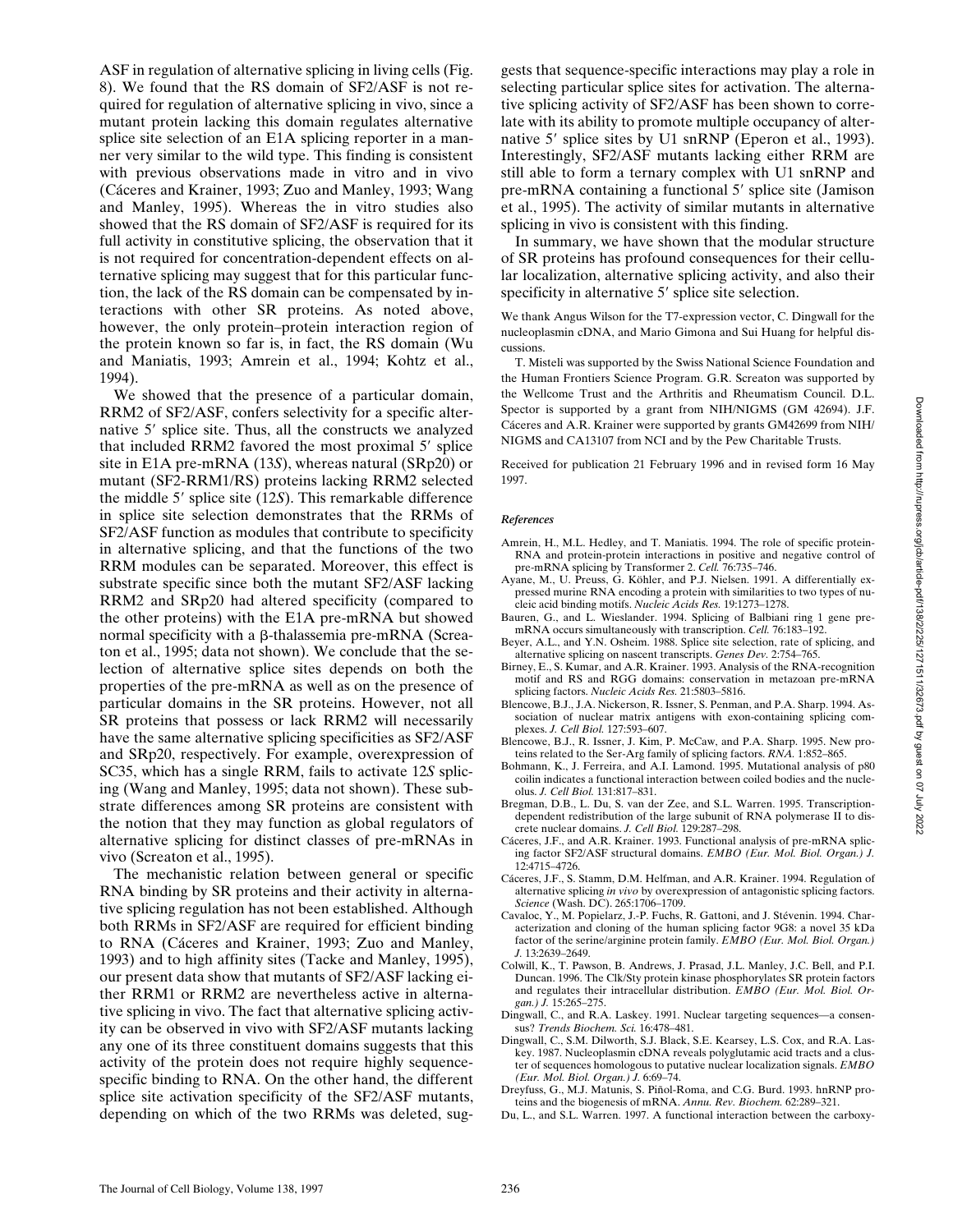ASF in regulation of alternative splicing in living cells (Fig. 8). We found that the RS domain of SF2/ASF is not required for regulation of alternative splicing in vivo, since a mutant protein lacking this domain regulates alternative splice site selection of an E1A splicing reporter in a manner very similar to the wild type. This finding is consistent with previous observations made in vitro and in vivo (Cáceres and Krainer, 1993; Zuo and Manley, 1993; Wang and Manley, 1995). Whereas the in vitro studies also showed that the RS domain of SF2/ASF is required for its full activity in constitutive splicing, the observation that it is not required for concentration-dependent effects on alternative splicing may suggest that for this particular function, the lack of the RS domain can be compensated by interactions with other SR proteins. As noted above, however, the only protein–protein interaction region of the protein known so far is, in fact, the RS domain (Wu and Maniatis, 1993; Amrein et al., 1994; Kohtz et al., 1994).

We showed that the presence of a particular domain, RRM2 of SF2/ASF, confers selectivity for a specific alternative 5′ splice site. Thus, all the constructs we analyzed that included RRM2 favored the most proximal 5′ splice site in E1A pre-mRNA (13*S*), whereas natural (SRp20) or mutant (SF2-RRM1/RS) proteins lacking RRM2 selected the middle 5′ splice site (12*S*). This remarkable difference in splice site selection demonstrates that the RRMs of SF2/ASF function as modules that contribute to specificity in alternative splicing, and that the functions of the two RRM modules can be separated. Moreover, this effect is substrate specific since both the mutant SF2/ASF lacking RRM2 and SRp20 had altered specificity (compared to the other proteins) with the E1A pre-mRNA but showed normal specificity with a β-thalassemia pre-mRNA (Screaton et al., 1995; data not shown). We conclude that the selection of alternative splice sites depends on both the properties of the pre-mRNA as well as on the presence of particular domains in the SR proteins. However, not all SR proteins that possess or lack RRM2 will necessarily have the same alternative splicing specificities as SF2/ASF and SRp20, respectively. For example, overexpression of SC35, which has a single RRM, fails to activate 12*S* splicing (Wang and Manley, 1995; data not shown). These substrate differences among SR proteins are consistent with the notion that they may function as global regulators of alternative splicing for distinct classes of pre-mRNAs in vivo (Screaton et al., 1995).

The mechanistic relation between general or specific RNA binding by SR proteins and their activity in alternative splicing regulation has not been established. Although both RRMs in SF2/ASF are required for efficient binding to RNA (Cáceres and Krainer, 1993; Zuo and Manley, 1993) and to high affinity sites (Tacke and Manley, 1995), our present data show that mutants of SF2/ASF lacking either RRM1 or RRM2 are nevertheless active in alternative splicing in vivo. The fact that alternative splicing activity can be observed in vivo with SF2/ASF mutants lacking any one of its three constituent domains suggests that this activity of the protein does not require highly sequence-specific binding to RNA. On the other hand, the different splice site activation specificity of the SF2/ASF mutants, depending on which of the two RRMs was deleted, suggests that sequence-specific interactions may play a role in selecting particular splice sites for activation. The alternative splicing activity of SF2/ASF has been shown to correlate with its ability to promote multiple occupancy of alternative 5′ splice sites by U1 snRNP (Eperon et al., 1993). Interestingly, SF2/ASF mutants lacking either RRM are still able to form a ternary complex with U1 snRNP and pre-mRNA containing a functional 5′ splice site (Jamison et al., 1995). The activity of similar mutants in alternative splicing in vivo is consistent with this finding.

In summary, we have shown that the modular structure of SR proteins has profound consequences for their cellular localization, alternative splicing activity, and also their specificity in alternative 5′ splice site selection.

We thank Angus Wilson for the T7-expression vector, C. Dingwall for the nucleoplasmin cDNA, and Mario Gimona and Sui Huang for helpful discussions.

T. Misteli was supported by the Swiss National Science Foundation and the Human Frontiers Science Program. G.R. Screaton was supported by the Wellcome Trust and the Arthritis and Rheumatism Council. D.L. Spector is supported by a grant from NIH/NIGMS (GM 42694). J.F. Cáceres and A.R. Krainer were supported by grants GM42699 from NIH/NIGMS and CA13107 from NCI and by the Pew Charitable Trusts.

Received for publication 21 February 1996 and in revised form 16 May 1997.

### *References*

Amrein, H., M.L. Hedley, and T. Maniatis. 1994. The role of specific protein-RNA and protein-protein interactions in positive and negative control of pre-mRNA splicing by Transformer 2. *Cell.* 76:735–746.

Ayane, M., U. Preuss, G. Köhler, and P.J. Nielsen. 1991. A differentially expressed murine RNA encoding a protein with similarities to two types of nucleic acid binding motifs. *Nucleic Acids Res.* 19:1273–1278.

Bauren, G., and L. Wieslander. 1994. Splicing of Balbiani ring 1 gene pre-mRNA occurs simultaneously with transcription. *Cell.* 76:183–192.

Beyer, A.L., and Y.N. Osheim. 1988. Splice site selection, rate of splicing, and alternative splicing on nascent transcripts. *Genes Dev.* 2:754–765.

Birney, E., S. Kumar, and A.R. Krainer. 1993. Analysis of the RNA-recognition motif and RS and RGG domains: conservation in metazoan pre-mRNA splicing factors. *Nucleic Acids Res.* 21:5803–5816.

Blencowe, B.J., J.A. Nickerson, R. Issner, S. Penman, and P.A. Sharp. 1994. Association of nuclear matrix antigens with exon-containing splicing complexes. *J. Cell Biol.* 127:593–607.

Blencowe, B.J., R. Issner, J. Kim, P. McCaw, and P.A. Sharp. 1995. New proteins related to the Ser-Arg family of splicing factors. *RNA.* 1:852–865.

Bohmann, K., J. Ferreira, and A.I. Lamond. 1995. Mutational analysis of p80 coilin indicates a functional interaction between coiled bodies and the nucleolus. *J. Cell Biol.* 131:817–831.

Bregman, D.B., L. Du, S. van der Zee, and S.L. Warren. 1995. Transcription-dependent redistribution of the large subunit of RNA polymerase II to discrete nuclear domains. *J. Cell Biol.* 129:287–298.

Cáceres, J.F., and A.R. Krainer. 1993. Functional analysis of pre-mRNA splicing factor SF2/ASF structural domains. *EMBO (Eur. Mol. Biol. Organ.) J.* 12:4715–4726.

Cáceres, J.F., S. Stamm, D.M. Helfman, and A.R. Krainer. 1994. Regulation of alternative splicing *in vivo* by overexpression of antagonistic splicing factors. *Science* (Wash. DC). 265:1706–1709.

Cavaloc, Y., M. Popielarz, J.-P. Fuchs, R. Gattoni, and J. Stévenin. 1994. Characterization and cloning of the human splicing factor 9G8: a novel 35 kDa factor of the serine/arginine protein family. *EMBO (Eur. Mol. Biol. Organ.) J.* 13:2639–2649.

Colwill, K., T. Pawson, B. Andrews, J. Prasad, J.L. Manley, J.C. Bell, and P.I. Duncan. 1996. The Clk/Sty protein kinase phosphorylates SR protein factors and regulates their intracellular distribution. *EMBO (Eur. Mol. Biol. Organ.) J.* 15:265–275.

Dingwall, C., and R.A. Laskey. 1991. Nuclear targeting sequences—a consensus? *Trends Biochem. Sci.* 16:478–481.

Dingwall, C., S.M. Dilworth, S.J. Black, S.E. Kearsey, L.S. Cox, and R.A. Laskey. 1987. Nucleoplasmin cDNA reveals polyglutamic acid tracts and a cluster of sequences homologous to putative nuclear localization signals. *EMBO (Eur. Mol. Biol. Organ.) J.* 6:69–74.

Dreyfuss, G., M.J. Matunis, S. Piñol-Roma, and C.G. Burd. 1993. hnRNP proteins and the biogenesis of mRNA. *Annu. Rev. Biochem.* 62:289–321.

Du, L., and S.L. Warren. 1997. A functional interaction between the carboxy-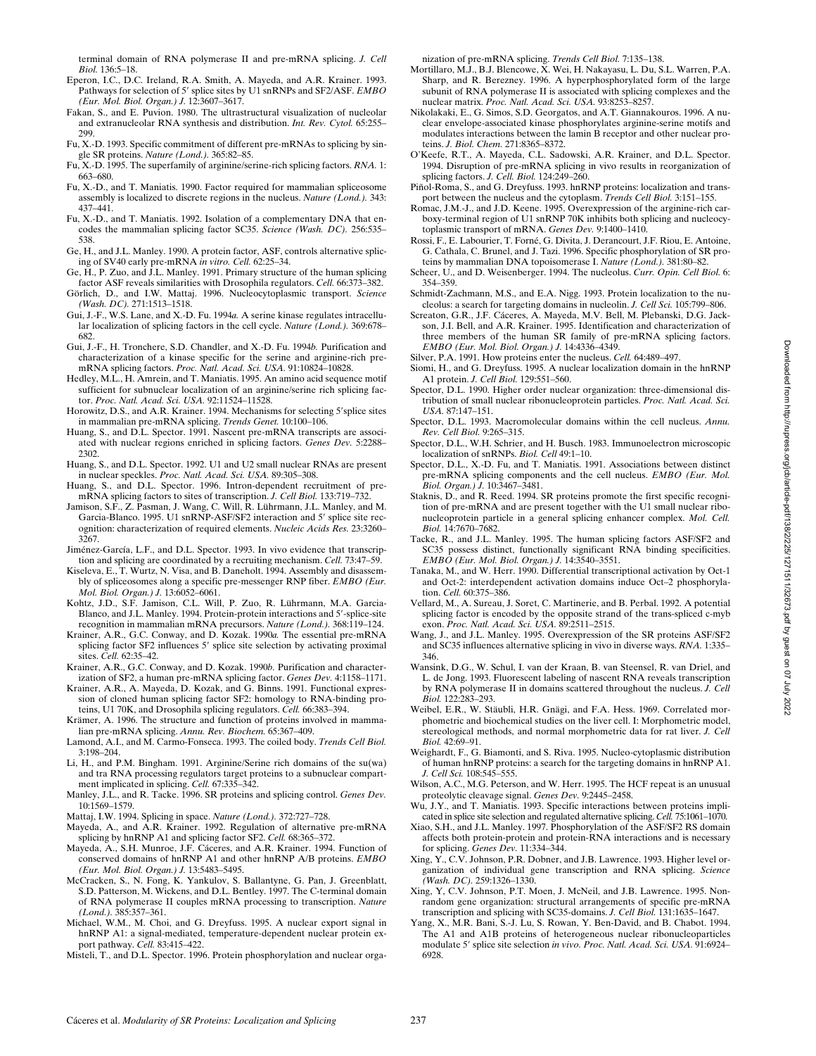terminal domain of RNA polymerase II and pre-mRNA splicing. *J. Cell Biol.* 136:5–18.

Eperon, I.C., D.C. Ireland, R.A. Smith, A. Mayeda, and A.R. Krainer. 1993. Pathways for selection of 5′ splice sites by U1 snRNPs and SF2/ASF. *EMBO (Eur. Mol. Biol. Organ.) J.* 12:3607–3617.

Fakan, S., and E. Puvion. 1980. The ultrastructural visualization of nucleolar and extranucleolar RNA synthesis and distribution. *Int. Rev. Cytol.* 65:255–299.

Fu, X.-D. 1993. Specific commitment of different pre-mRNAs to splicing by single SR proteins. *Nature (Lond.).* 365:82–85.

Fu, X.-D. 1995. The superfamily of arginine/serine-rich splicing factors. *RNA.* 1:663–680.

Fu, X.-D., and T. Maniatis. 1990. Factor required for mammalian spliceosome assembly is localized to discrete regions in the nucleus. *Nature (Lond.).* 343:437–441.

Fu, X.-D., and T. Maniatis. 1992. Isolation of a complementary DNA that encodes the mammalian splicing factor SC35. *Science (Wash. DC).* 256:535–538.

Ge, H., and J.L. Manley. 1990. A protein factor, ASF, controls alternative splicing of SV40 early pre-mRNA *in vitro. Cell.* 62:25–34.

Ge, H., P. Zuo, and J.L. Manley. 1991. Primary structure of the human splicing factor ASF reveals similarities with Drosophila regulators. *Cell.* 66:373–382.

Görlich, D., and I.W. Mattaj. 1996. Nucleocytoplasmic transport. *Science (Wash. DC).* 271:1513–1518.

Gui, J.-F., W.S. Lane, and X.-D. Fu. 1994*a*. A serine kinase regulates intracellular localization of splicing factors in the cell cycle. *Nature (Lond.).* 369:678–682.

Gui, J.-F., H. Tronchere, S.D. Chandler, and X.-D. Fu. 1994*b*. Purification and characterization of a kinase specific for the serine and arginine-rich pre-mRNA splicing factors. *Proc. Natl. Acad. Sci. USA.* 91:10824–10828.

Hedley, M.L., H. Amrein, and T. Maniatis. 1995. An amino acid sequence motif sufficient for subnuclear localization of an arginine/serine rich splicing factor. *Proc. Natl. Acad. Sci. USA.* 92:11524–11528.

Horowitz, D.S., and A.R. Krainer. 1994. Mechanisms for selecting 5′splice sites in mammalian pre-mRNA splicing. *Trends Genet.* 10:100–106.

Huang, S., and D.L. Spector. 1991. Nascent pre-mRNA transcripts are associated with nuclear regions enriched in splicing factors. *Genes Dev.* 5:2288–2302.

Huang, S., and D.L. Spector. 1992. U1 and U2 small nuclear RNAs are present in nuclear speckles. *Proc. Natl. Acad. Sci. USA.* 89:305–308.

Huang, S., and D.L. Spector. 1996. Intron-dependent recruitment of pre-mRNA splicing factors to sites of transcription. *J. Cell Biol.* 133:719–732.

Jamison, S.F., Z. Pasman, J. Wang, C. Will, R. Lührmann, J.L. Manley, and M. Garcia-Blanco. 1995. U1 snRNP-ASF/SF2 interaction and 5′ splice site recognition: characterization of required elements. *Nucleic Acids Res.* 23:3260–3267.

Jiménez-García, L.F., and D.L. Spector. 1993. In vivo evidence that transcription and splicing are coordinated by a recruiting mechanism. *Cell.* 73:47–59.

Kiseleva, E., T. Wurtz, N. Visa, and B. Daneholt. 1994. Assembly and disassembly of spliceosomes along a specific pre-messenger RNP fiber. *EMBO (Eur. Mol. Biol. Organ.) J.* 13:6052–6061.

Kohtz, J.D., S.F. Jamison, C.L. Will, P. Zuo, R. Lührmann, M.A. Garcia-Blanco, and J.L. Manley. 1994. Protein-protein interactions and 5′-splice-site recognition in mammalian mRNA precursors. *Nature (Lond.).* 368:119–124.

Krainer, A.R., G.C. Conway, and D. Kozak. 1990*a*. The essential pre-mRNA splicing factor SF2 influences 5′ splice site selection by activating proximal sites. *Cell.* 62:35–42.

Krainer, A.R., G.C. Conway, and D. Kozak. 1990*b*. Purification and characterization of SF2, a human pre-mRNA splicing factor. *Genes Dev.* 4:1158–1171.

Krainer, A.R., A. Mayeda, D. Kozak, and G. Binns. 1991. Functional expression of cloned human splicing factor SF2: homology to RNA-binding proteins, U1 70K, and Drosophila splicing regulators. *Cell.* 66:383–394.

Krämer, A. 1996. The structure and function of proteins involved in mammalian pre-mRNA splicing. *Annu. Rev. Biochem.* 65:367–409.

Lamond, A.I., and M. Carmo-Fonseca. 1993. The coiled body. *Trends Cell Biol.* 3:198–204.

Li, H., and P.M. Bingham. 1991. Arginine/Serine rich domains of the su(wa) and tra RNA processing regulators target proteins to a subnuclear compartment implicated in splicing. *Cell.* 67:335–342.

Manley, J.L., and R. Tacke. 1996. SR proteins and splicing control. *Genes Dev.* 10:1569–1579.

Mattaj, I.W. 1994. Splicing in space. *Nature (Lond.).* 372:727–728.

Mayeda, A., and A.R. Krainer. 1992. Regulation of alternative pre-mRNA splicing by hnRNP A1 and splicing factor SF2. *Cell.* 68:365–372.

Mayeda, A., S.H. Munroe, J.F. Cáceres, and A.R. Krainer. 1994. Function of conserved domains of hnRNP A1 and other hnRNP A/B proteins. *EMBO (Eur. Mol. Biol. Organ.) J.* 13:5483–5495.

McCracken, S., N. Fong, K. Yankulov, S. Ballantyne, G. Pan, J. Greenblatt, S.D. Patterson, M. Wickens, and D.L. Bentley. 1997. The C-terminal domain of RNA polymerase II couples mRNA processing to transcription. *Nature (Lond.).* 385:357–361.

Michael, W.M., M. Choi, and G. Dreyfuss. 1995. A nuclear export signal in hnRNP A1: a signal-mediated, temperature-dependent nuclear protein export pathway. *Cell.* 83:415–422.

Misteli, T., and D.L. Spector. 1996. Protein phosphorylation and nuclear organization of pre-mRNA splicing. *Trends Cell Biol.* 7:135–138.

Mortillaro, M.J., B.J. Blencowe, X. Wei, H. Nakayasu, L. Du, S.L. Warren, P.A. Sharp, and R. Berezney. 1996. A hyperphosphorylated form of the large subunit of RNA polymerase II is associated with splicing complexes and the nuclear matrix. *Proc. Natl. Acad. Sci. USA.* 93:8253–8257.

Nikolakaki, E., G. Simos, S.D. Georgatos, and A.T. Giannakouros. 1996. A nuclear envelope-associated kinase phosphorylates arginine-serine motifs and modulates interactions between the lamin B receptor and other nuclear proteins. *J. Biol. Chem.* 271:8365–8372.

O'Keefe, R.T., A. Mayeda, C.L. Sadowski, A.R. Krainer, and D.L. Spector. 1994. Disruption of pre-mRNA splicing in vivo results in reorganization of splicing factors. *J. Cell. Biol.* 124:249–260.

Piñol-Roma, S., and G. Dreyfuss. 1993. hnRNP proteins: localization and transport between the nucleus and the cytoplasm. *Trends Cell Biol.* 3:151–155.

Romac, J.M.-J., and J.D. Keene. 1995. Overexpression of the arginine-rich carboxy-terminal region of U1 snRNP 70K inhibits both splicing and nucleocytoplasmic transport of mRNA. *Genes Dev.* 9:1400–1410.

Rossi, F., E. Labourier, T. Forné, G. Divita, J. Derancourt, J.F. Riou, E. Antoine, G. Cathala, C. Brunel, and J. Tazi. 1996. Specific phosphorylation of SR proteins by mammalian DNA topoisomerase I. *Nature (Lond.).* 381:80–82.

Scheer, U., and D. Weisenberger. 1994. The nucleolus. *Curr. Opin. Cell Biol.* 6:354–359.

Schmidt-Zachmann, M.S., and E.A. Nigg. 1993. Protein localization to the nucleolus: a search for targeting domains in nucleolin. *J. Cell Sci.* 105:799–806.

Screaton, G.R., J.F. Cáceres, A. Mayeda, M.V. Bell, M. Plebanski, D.G. Jackson, J.I. Bell, and A.R. Krainer. 1995. Identification and characterization of three members of the human SR family of pre-mRNA splicing factors. *EMBO (Eur. Mol. Biol. Organ.) J.* 14:4336–4349.

Silver, P.A. 1991. How proteins enter the nucleus. *Cell.* 64:489–497.

Siomi, H., and G. Dreyfuss. 1995. A nuclear localization domain in the hnRNP A1 protein. *J. Cell Biol.* 129:551–560.

Spector, D.L. 1990. Higher order nuclear organization: three-dimensional distribution of small nuclear ribonucleoprotein particles. *Proc. Natl. Acad. Sci. USA.* 87:147–151.

Spector, D.L. 1993. Macromolecular domains within the cell nucleus. *Annu. Rev. Cell Biol.* 9:265–315.

Spector, D.L., W.H. Schrier, and H. Busch. 1983. Immunoelectron microscopic localization of snRNPs. *Biol. Cell* 49:1–10.

Spector, D.L., X.-D. Fu, and T. Maniatis. 1991. Associations between distinct pre-mRNA splicing components and the cell nucleus. *EMBO (Eur. Mol. Biol. Organ.) J.* 10:3467–3481.

Staknis, D., and R. Reed. 1994. SR proteins promote the first specific recognition of pre-mRNA and are present together with the U1 small nuclear ribonucleoprotein particle in a general splicing enhancer complex. *Mol. Cell. Biol.* 14:7670–7682.

Tacke, R., and J.L. Manley. 1995. The human splicing factors ASF/SF2 and SC35 possess distinct, functionally significant RNA binding specificities. *EMBO (Eur. Mol. Biol. Organ.) J.* 14:3540–3551.

Tanaka, M., and W. Herr. 1990. Differential transcriptional activation by Oct-1 and Oct-2: interdependent activation domains induce Oct–2 phosphorylation. *Cell.* 60:375–386.

Vellard, M., A. Sureau, J. Soret, C. Martinerie, and B. Perbal. 1992. A potential splicing factor is encoded by the opposite strand of the trans-spliced c-myb exon. *Proc. Natl. Acad. Sci. USA.* 89:2511–2515.

Wang, J., and J.L. Manley. 1995. Overexpression of the SR proteins ASF/SF2 and SC35 influences alternative splicing in vivo in diverse ways. *RNA.* 1:335–346.

Wansink, D.G., W. Schul, I. van der Kraan, B. van Steensel, R. van Driel, and L. de Jong. 1993. Fluorescent labeling of nascent RNA reveals transcription by RNA polymerase II in domains scattered throughout the nucleus. *J. Cell Biol.* 122:283–293.

Weibel, E.R., W. Stäubli, H.R. Gnägi, and F.A. Hess. 1969. Correlated morphometric and biochemical studies on the liver cell. I: Morphometric model, stereological methods, and normal morphometric data for rat liver. *J. Cell Biol.* 42:69–91.

Weighardt, F., G. Biamonti, and S. Riva. 1995. Nucleo-cytoplasmic distribution of human hnRNP proteins: a search for the targeting domains in hnRNP A1. *J. Cell Sci.* 108:545–555.

Wilson, A.C., M.G. Peterson, and W. Herr. 1995. The HCF repeat is an unusual proteolytic cleavage signal. *Genes Dev.* 9:2445–2458.

Wu, J.Y., and T. Maniatis. 1993. Specific interactions between proteins implicated in splice site selection and regulated alternative splicing. *Cell.* 75:1061–1070.

Xiao, S.H., and J.L. Manley. 1997. Phosphorylation of the ASF/SF2 RS domain affects both protein-protein and protein-RNA interactions and is necessary for splicing. *Genes Dev.* 11:334–344.

Xing, Y., C.V. Johnson, P.R. Dobner, and J.B. Lawrence. 1993. Higher level organization of individual gene transcription and RNA splicing. *Science (Wash. DC).* 259:1326–1330.

Xing, Y, C.V. Johnson, P.T. Moen, J. McNeil, and J.B. Lawrence. 1995. Nonrandom gene organization: structural arrangements of specific pre-mRNA transcription and splicing with SC35-domains. *J. Cell Biol.* 131:1635–1647.

Yang, X., M.R. Bani, S.-J. Lu, S. Rowan, Y. Ben-David, and B. Chabot. 1994. The A1 and A1B proteins of heterogeneous nuclear ribonucleoparticles modulate 5′ splice site selection *in vivo. Proc. Natl. Acad. Sci. USA.* 91:6924–6928.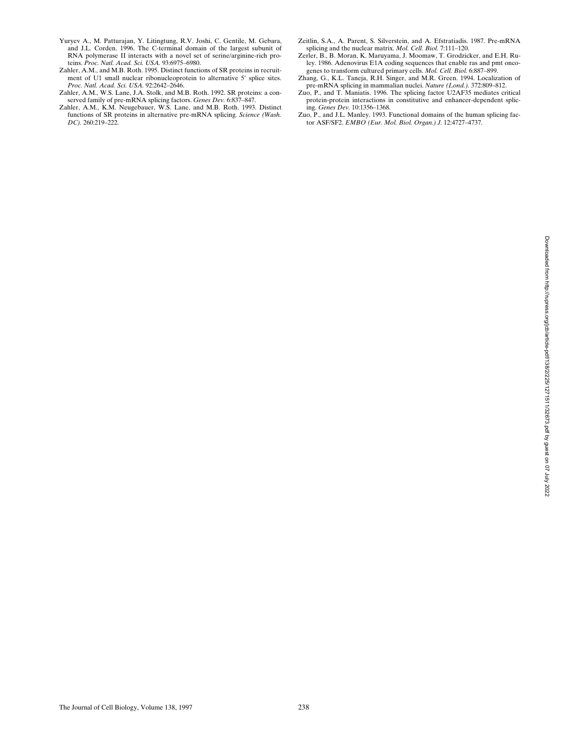Yuryev A., M. Patturajan, Y. Litingtung, R.V. Joshi, C. Gentile, M. Gebara, and J.L. Corden. 1996. The C-terminal domain of the largest subunit of RNA polymerase II interacts with a novel set of serine/arginine-rich proteins. *Proc. Natl. Acad. Sci. USA.* 93:6975–6980.

Zahler, A.M., and M.B. Roth. 1995. Distinct functions of SR proteins in recruitment of U1 small nuclear ribonucleoprotein to alternative 5′ splice sites. *Proc. Natl. Acad. Sci. USA.* 92:2642–2646.

Zahler, A.M., W.S. Lane, J.A. Stolk, and M.B. Roth. 1992. SR proteins: a conserved family of pre-mRNA splicing factors. *Genes Dev.* 6:837–847.

Zahler, A.M., K.M. Neugebauer, W.S. Lane, and M.B. Roth. 1993. Distinct functions of SR proteins in alternative pre-mRNA splicing. *Science (Wash. DC).* 260:219–222.

Zeitlin, S.A., A. Parent, S. Silverstein, and A. Efstratiadis. 1987. Pre-mRNA splicing and the nuclear matrix. *Mol. Cell. Biol.* 7:111–120.

Zerler, B., B. Moran, K. Maruyama, J. Moomaw, T. Grodzicker, and E.H. Ruley. 1986. Adenovirus E1A coding sequences that enable ras and pmt oncogenes to transform cultured primary cells. *Mol. Cell. Biol.* 6:887–899.

Zhang, G., K.L. Taneja, R.H. Singer, and M.R. Green. 1994. Localization of pre-mRNA splicing in mammalian nuclei. *Nature (Lond.).* 372:809–812.

Zuo, P., and T. Maniatis. 1996. The splicing factor U2AF35 mediates critical protein-protein interactions in constitutive and enhancer-dependent splicing. *Genes Dev.* 10:1356–1368.

Zuo, P., and J.L. Manley. 1993. Functional domains of the human splicing factor ASF/SF2. *EMBO (Eur. Mol. Biol. Organ.) J.* 12:4727–4737.